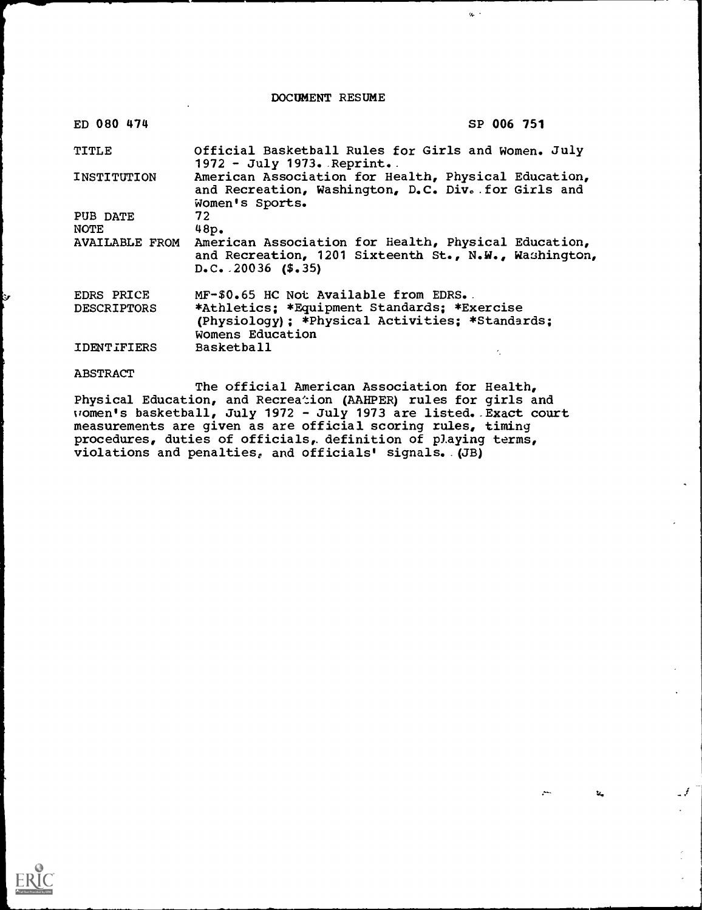# DOCUMENT RESUME

| ED 080 474 | SP 006 751 |
|---|---|
| TITLE | Official Basketball Rules for Girls and Women. July 1972 - July 1973. Reprint. |
| INSTITUTION | American Association for Health, Physical Education, and Recreation, Washington, D.C. Div. for Girls and Women's Sports. |
| PUB DATE | 72 |
| NOTE | 48p. |
| AVAILABLE FROM | American Association for Health, Physical Education, and Recreation, 1201 Sixteenth St., N.W., Washington, D.C. 20036 ($.35) |
| EDRS PRICE | MF-$0.65 HC Not Available from EDRS. |
| DESCRIPTORS | *Athletics; *Equipment Standards; *Exercise (Physiology); *Physical Activities; *Standards; Womens Education |
| IDENTIFIERS | Basketball |

ABSTRACT

The official American Association for Health, Physical Education, and Recreation (AAHPER) rules for girls and women's basketball, July 1972 - July 1973 are listed. Exact court measurements are given as are official scoring rules, timing procedures, duties of officials, definition of playing terms, violations and penalties, and officials' signals. (JB)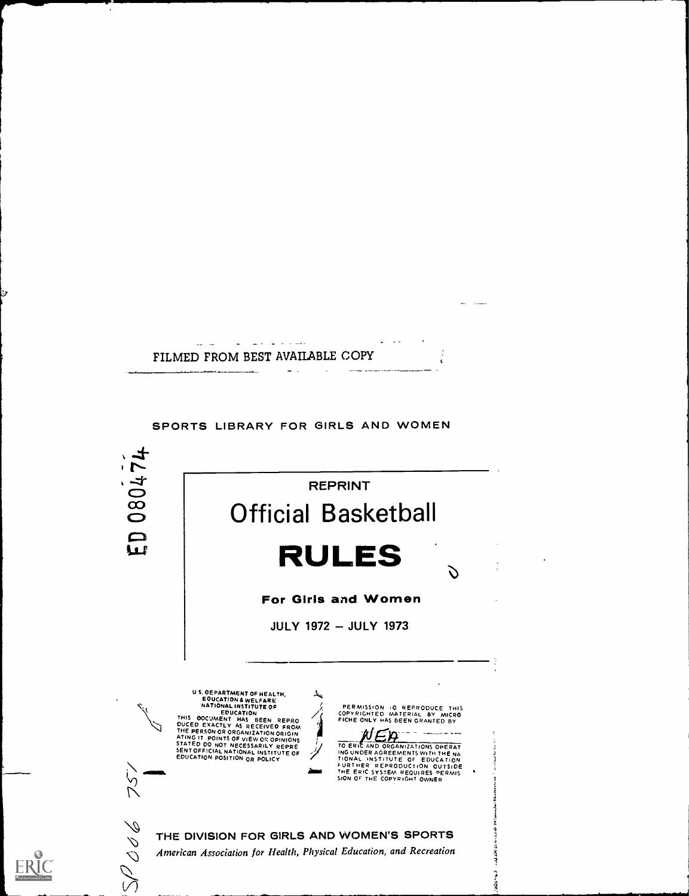ED 080474

FILMED FROM BEST AVAILABLE COPY

SPORTS LIBRARY FOR GIRLS AND WOMEN

REPRINT

# Official Basketball

# RULES

**For Girls and Women**

JULY 1972 – JULY 1973

U.S. DEPARTMENT OF HEALTH,
EDUCATION & WELFARE
NATIONAL INSTITUTE OF
EDUCATION
THIS DOCUMENT HAS BEEN REPRODUCED EXACTLY AS RECEIVED FROM THE PERSON OR ORGANIZATION ORIGINATING IT. POINTS OF VIEW OR OPINIONS STATED DO NOT NECESSARILY REPRESENT OFFICIAL NATIONAL INSTITUTE OF EDUCATION POSITION OR POLICY

PERMISSION TO REPRODUCE THIS COPYRIGHTED MATERIAL BY MICROFICHE ONLY HAS BEEN GRANTED BY

NEA

TO ERIC AND ORGANIZATIONS OPERATING UNDER AGREEMENTS WITH THE NATIONAL INSTITUTE OF EDUCATION. FURTHER REPRODUCTION OUTSIDE THE ERIC SYSTEM REQUIRES PERMISSION OF THE COPYRIGHT OWNER

SP 006 751

THE DIVISION FOR GIRLS AND WOMEN'S SPORTS

*American Association for Health, Physical Education, and Recreation*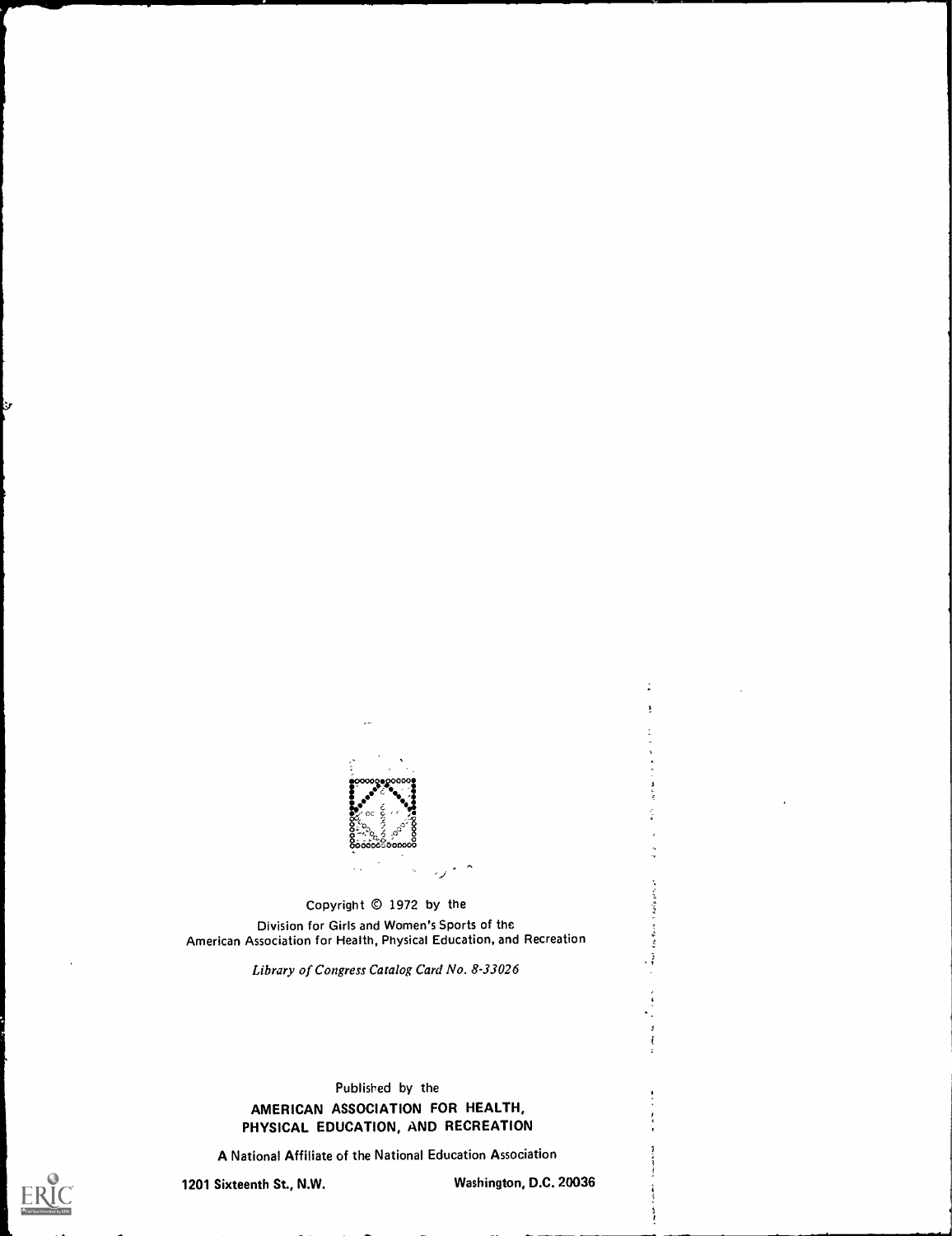Copyright © 1972 by the

Division for Girls and Women's Sports of the
American Association for Health, Physical Education, and Recreation

*Library of Congress Catalog Card No. 8-33026*

Published by the

**AMERICAN ASSOCIATION FOR HEALTH, PHYSICAL EDUCATION, AND RECREATION**

A National Affiliate of the National Education Association

**1201 Sixteenth St., N.W.** **Washington, D.C. 20036**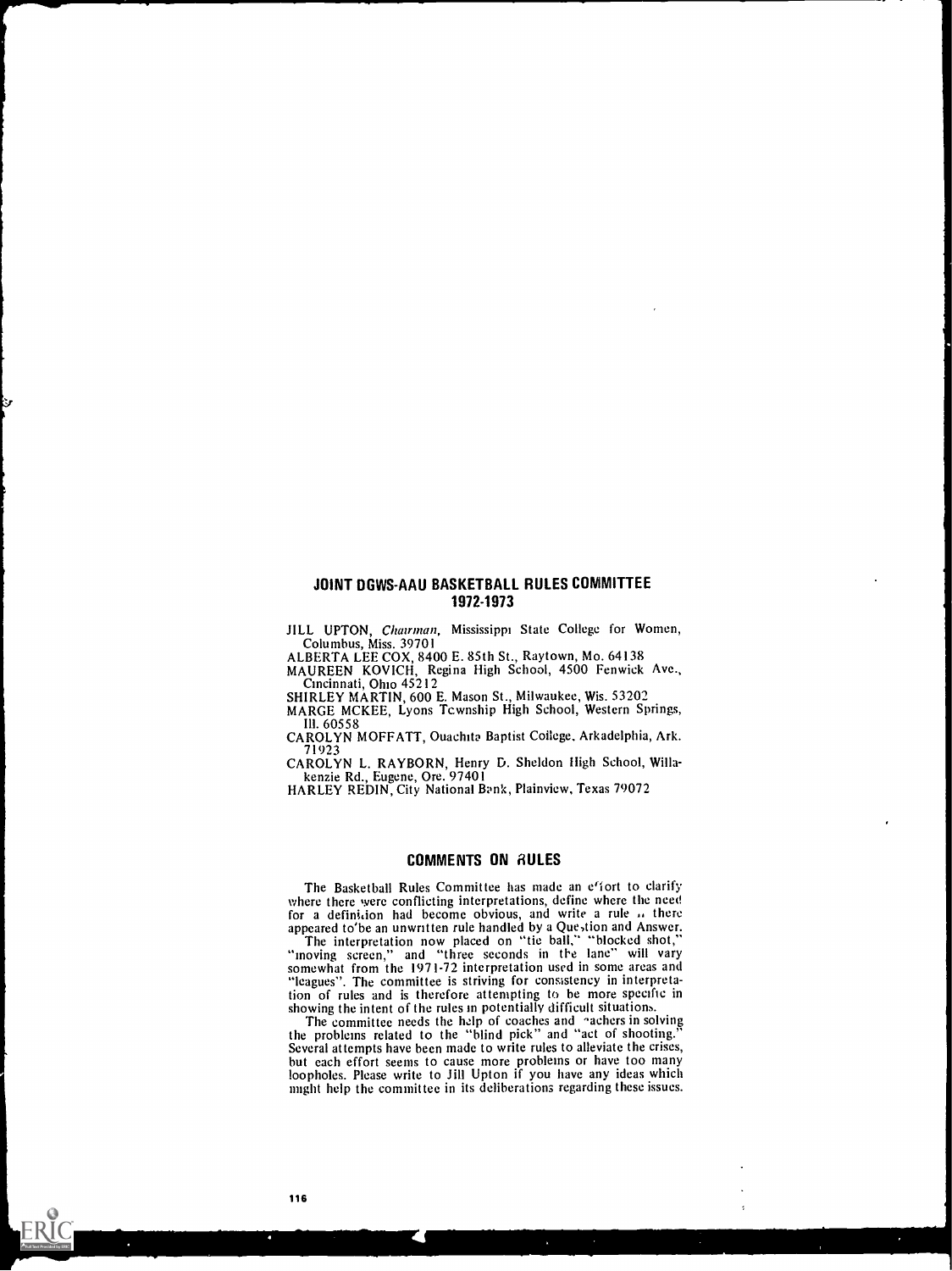## JOINT DGWS-AAU BASKETBALL RULES COMMITTEE 1972-1973

JILL UPTON, *Chairman*, Mississippi State College for Women, Columbus, Miss. 39701
ALBERTA LEE COX, 8400 E. 85th St., Raytown, Mo. 64138
MAUREEN KOVICH, Regina High School, 4500 Fenwick Ave., Cincinnati, Ohio 45212
SHIRLEY MARTIN, 600 E. Mason St., Milwaukee, Wis. 53202
MARGE MCKEE, Lyons Township High School, Western Springs, Ill. 60558
CAROLYN MOFFATT, Ouachita Baptist College, Arkadelphia, Ark. 71923
CAROLYN L. RAYBORN, Henry D. Sheldon High School, Willakenzie Rd., Eugene, Ore. 97401
HARLEY REDIN, City National Bank, Plainview, Texas 79072

## COMMENTS ON RULES

The Basketball Rules Committee has made an effort to clarify where there were conflicting interpretations, define where the need for a definition had become obvious, and write a rule as there appeared to be an unwritten rule handled by a Question and Answer.

The interpretation now placed on "tie ball," "blocked shot," "moving screen," and "three seconds in the lane" will vary somewhat from the 1971-72 interpretation used in some areas and "leagues". The committee is striving for consistency in interpretation of rules and is therefore attempting to be more specific in showing the intent of the rules in potentially difficult situations.

The committee needs the help of coaches and teachers in solving the problems related to the "blind pick" and "act of shooting." Several attempts have been made to write rules to alleviate the crises, but each effort seems to cause more problems or have too many loopholes. Please write to Jill Upton if you have any ideas which might help the committee in its deliberations regarding these issues.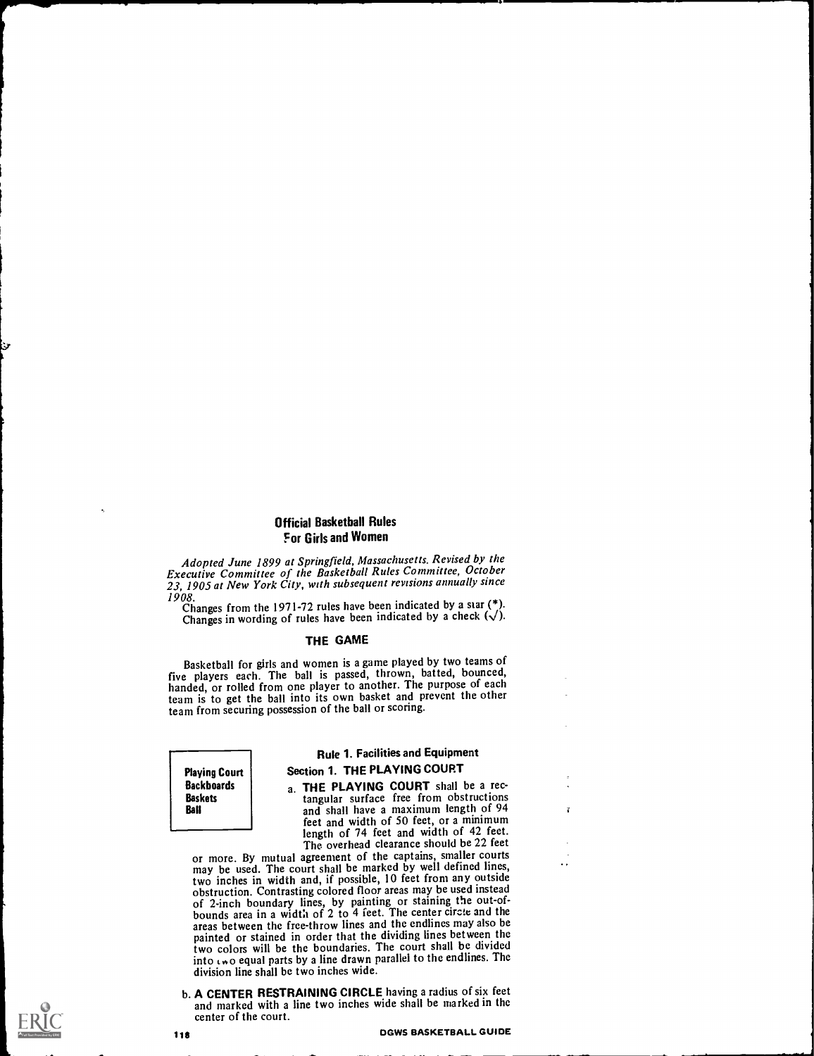## Official Basketball Rules For Girls and Women

*Adopted June 1899 at Springfield, Massachusetts. Revised by the Executive Committee of the Basketball Rules Committee, October 23, 1905 at New York City, with subsequent revisions annually since 1908.*

Changes from the 1971-72 rules have been indicated by a star (*). Changes in wording of rules have been indicated by a check (√).

### THE GAME

Basketball for girls and women is a game played by two teams of five players each. The ball is passed, thrown, batted, bounced, handed, or rolled from one player to another. The purpose of each team is to get the ball into its own basket and prevent the other team from securing possession of the ball or scoring.

### Rule 1. Facilities and Equipment

**Playing Court**
**Backboards**
**Baskets**
**Ball**

#### Section 1. THE PLAYING COURT

a. **THE PLAYING COURT** shall be a rectangular surface free from obstructions and shall have a maximum length of 94 feet and width of 50 feet, or a minimum length of 74 feet and width of 42 feet. The overhead clearance should be 22 feet or more. By mutual agreement of the captains, smaller courts may be used. The court shall be marked by well defined lines, two inches in width and, if possible, 10 feet from any outside obstruction. Contrasting colored floor areas may be used instead of 2-inch boundary lines, by painting or staining the out-of-bounds area in a width of 2 to 4 feet. The center circle and the areas between the free-throw lines and the endlines may also be painted or stained in order that the dividing lines between the two colors will be the boundaries. The court shall be divided into two equal parts by a line drawn parallel to the endlines. The division line shall be two inches wide.

b. **A CENTER RESTRAINING CIRCLE** having a radius of six feet and marked with a line two inches wide shall be marked in the center of the court.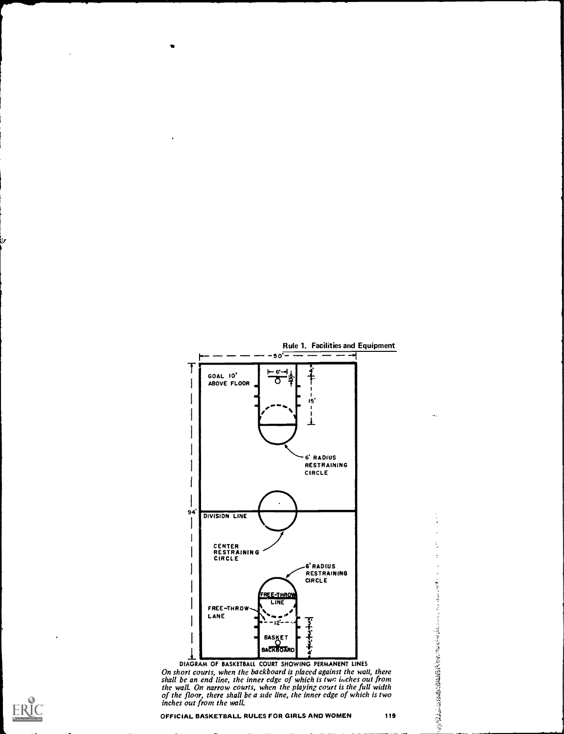Rule 1. Facilities and Equipment

50'

GOAL 10' ABOVE FLOOR

6'

15'

4'

15'

6' RADIUS RESTRAINING CIRCLE

94'

DIVISION LINE

CENTER RESTRAINING CIRCLE

6' RADIUS RESTRAINING CIRCLE

FREE-THROW LINE

FREE-THROW LANE

12'

BASKET

BACKBOARD

DIAGRAM OF BASKETBALL COURT SHOWING PERMANENT LINES

*On short courts, when the backboard is placed against the wall, there shall be an end line, the inner edge of which is two inches out from the wall. On narrow courts, when the playing court is the full width of the floor, there shall be a side line, the inner edge of which is two inches out from the wall.*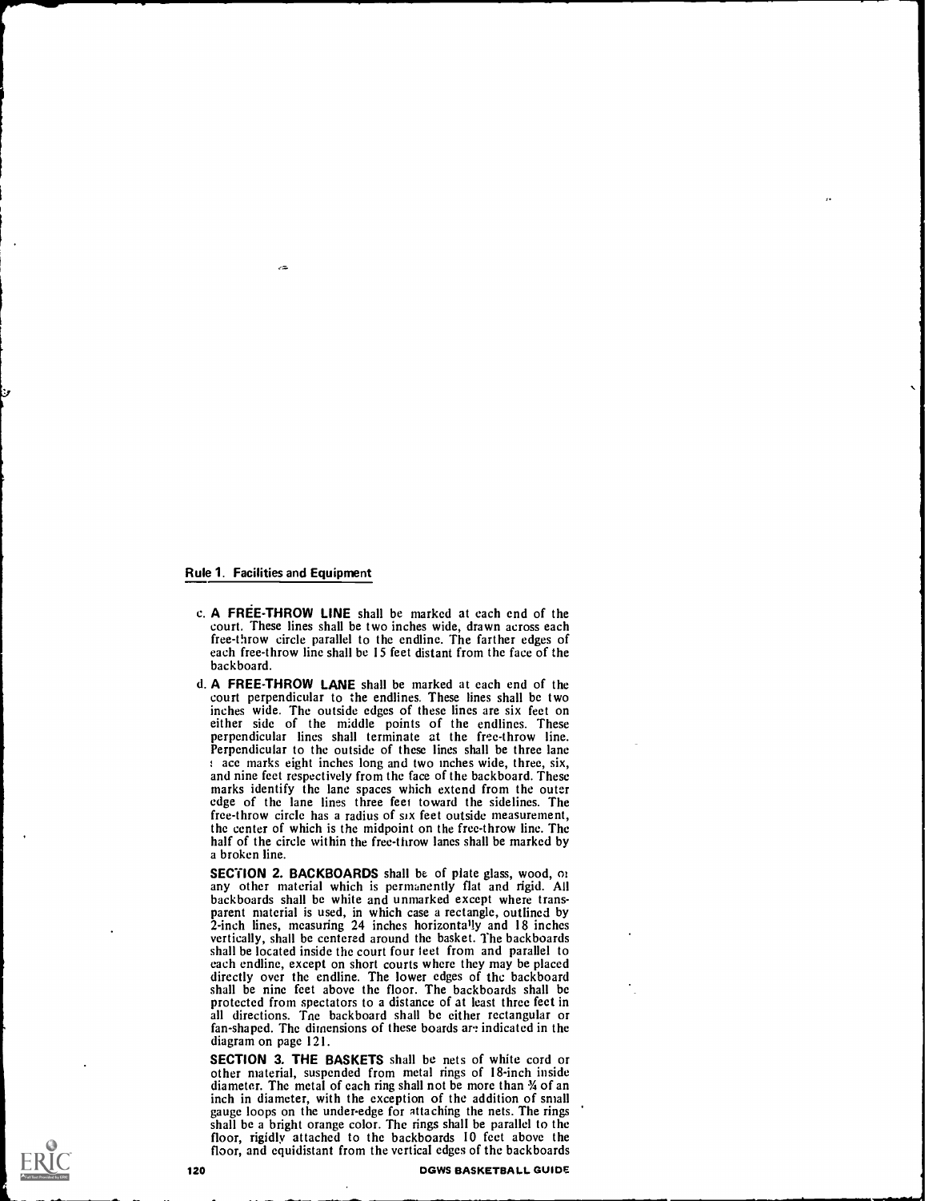## Rule 1. Facilities and Equipment

c. **A FREE-THROW LINE** shall be marked at each end of the court. These lines shall be two inches wide, drawn across each free-throw circle parallel to the endline. The farther edges of each free-throw line shall be 15 feet distant from the face of the backboard.

d. **A FREE-THROW LANE** shall be marked at each end of the court perpendicular to the endlines. These lines shall be two inches wide. The outside edges of these lines are six feet on either side of the middle points of the endlines. These perpendicular lines shall terminate at the free-throw line. Perpendicular to the outside of these lines shall be three lane space marks eight inches long and two inches wide, three, six, and nine feet respectively from the face of the backboard. These marks identify the lane spaces which extend from the outer edge of the lane lines three feet toward the sidelines. The free-throw circle has a radius of six feet outside measurement, the center of which is the midpoint on the free-throw line. The half of the circle within the free-throw lanes shall be marked by a broken line.

**SECTION 2. BACKBOARDS** shall be of plate glass, wood, or any other material which is permanently flat and rigid. All backboards shall be white and unmarked except where transparent material is used, in which case a rectangle, outlined by 2-inch lines, measuring 24 inches horizontally and 18 inches vertically, shall be centered around the basket. The backboards shall be located inside the court four feet from and parallel to each endline, except on short courts where they may be placed directly over the endline. The lower edges of the backboard shall be nine feet above the floor. The backboards shall be protected from spectators to a distance of at least three feet in all directions. The backboard shall be either rectangular or fan-shaped. The dimensions of these boards are indicated in the diagram on page 121.

**SECTION 3. THE BASKETS** shall be nets of white cord or other material, suspended from metal rings of 18-inch inside diameter. The metal of each ring shall not be more than ¾ of an inch in diameter, with the exception of the addition of small gauge loops on the under-edge for attaching the nets. The rings shall be a bright orange color. The rings shall be parallel to the floor, rigidly attached to the backboards 10 feet above the floor, and equidistant from the vertical edges of the backboards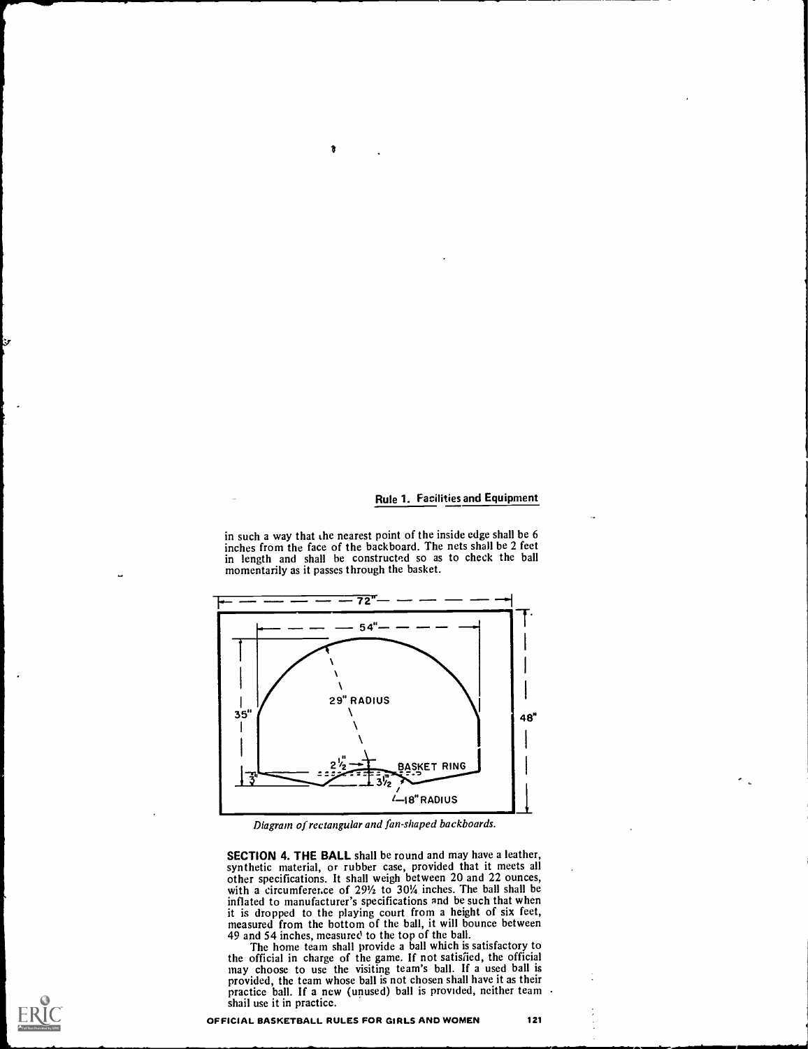in such a way that the nearest point of the inside edge shall be 6 inches from the face of the backboard. The nets shall be 2 feet in length and shall be constructed so as to check the ball momentarily as it passes through the basket.

*Diagram of rectangular and fan-shaped backboards.*

**SECTION 4. THE BALL** shall be round and may have a leather, synthetic material, or rubber case, provided that it meets all other specifications. It shall weigh between 20 and 22 ounces, with a circumference of 29½ to 30¼ inches. The ball shall be inflated to manufacturer's specifications and be such that when it is dropped to the playing court from a height of six feet, measured from the bottom of the ball, it will bounce between 49 and 54 inches, measured to the top of the ball.

The home team shall provide a ball which is satisfactory to the official in charge of the game. If not satisfied, the official may choose to use the visiting team's ball. If a used ball is provided, the team whose ball is not chosen shall have it as their practice ball. If a new (unused) ball is provided, neither team shall use it in practice.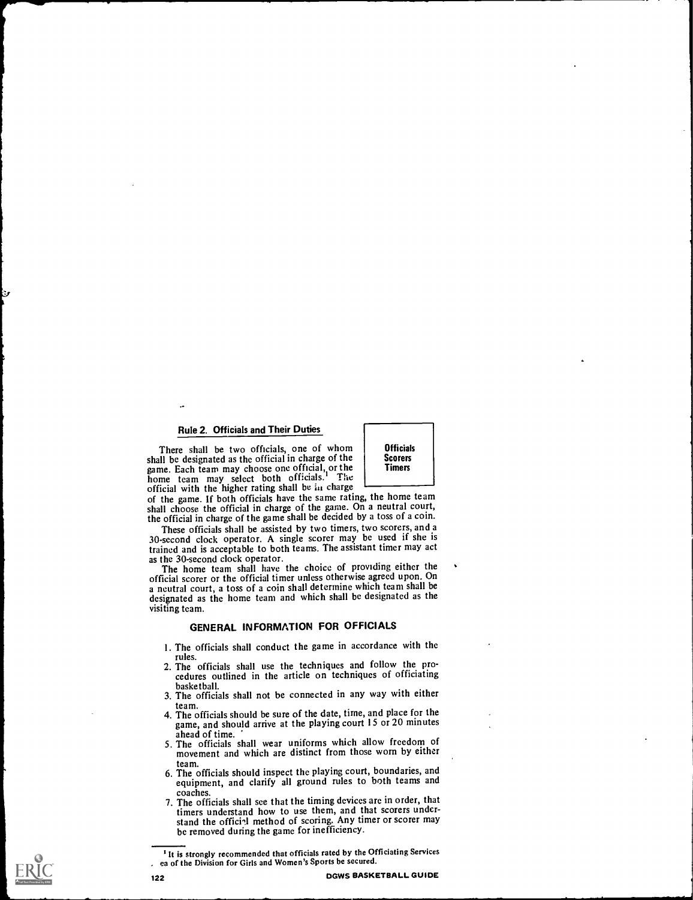## Rule 2. Officials and Their Duties

**Officials**
**Scorers**
**Timers**

There shall be two officials, one of whom shall be designated as the official in charge of the game. Each team may choose one official, or the home team may select both officials.[1] The official with the higher rating shall be in charge of the game. If both officials have the same rating, the home team shall choose the official in charge of the game. On a neutral court, the official in charge of the game shall be decided by a toss of a coin.

These officials shall be assisted by two timers, two scorers, and a 30-second clock operator. A single scorer may be used if she is trained and is acceptable to both teams. The assistant timer may act as the 30-second clock operator.

The home team shall have the choice of providing either the official scorer or the official timer unless otherwise agreed upon. On a neutral court, a toss of a coin shall determine which team shall be designated as the home team and which shall be designated as the visiting team.

### GENERAL INFORMATION FOR OFFICIALS

1. The officials shall conduct the game in accordance with the rules.
2. The officials shall use the techniques and follow the procedures outlined in the article on techniques of officiating basketball.
3. The officials shall not be connected in any way with either team.
4. The officials should be sure of the date, time, and place for the game, and should arrive at the playing court 15 or 20 minutes ahead of time.
5. The officials shall wear uniforms which allow freedom of movement and which are distinct from those worn by either team.
6. The officials should inspect the playing court, boundaries, and equipment, and clarify all ground rules to both teams and coaches.
7. The officials shall see that the timing devices are in order, that timers understand how to use them, and that scorers understand the official method of scoring. Any timer or scorer may be removed during the game for inefficiency.

---

[1] It is strongly recommended that officials rated by the Officiating Services Area of the Division for Girls and Women's Sports be secured.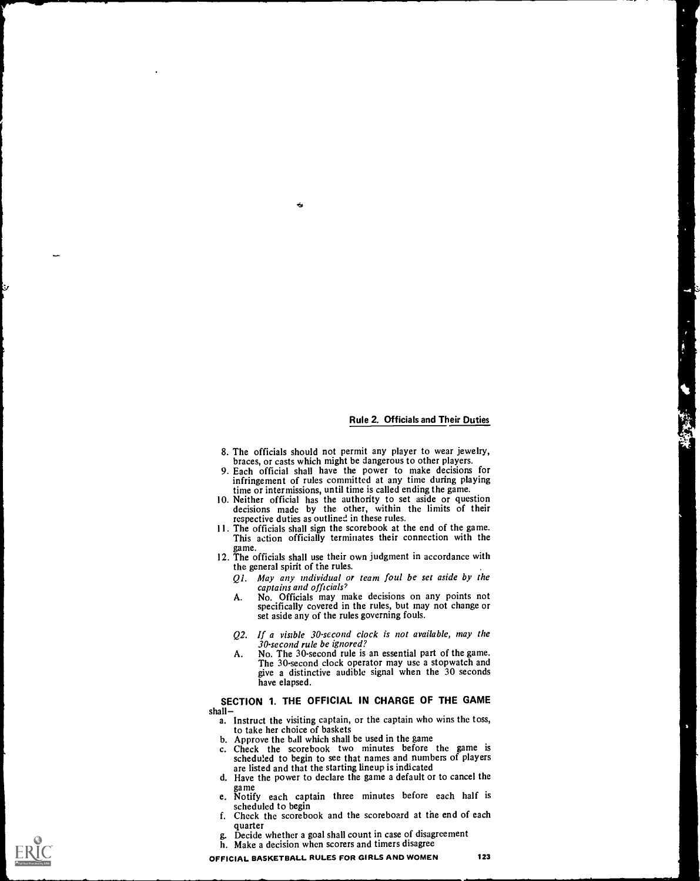8. The officials should not permit any player to wear jewelry, braces, or casts which might be dangerous to other players.
9. Each official shall have the power to make decisions for infringement of rules committed at any time during playing time or intermissions, until time is called ending the game.
10. Neither official has the authority to set aside or question decisions made by the other, within the limits of their respective duties as outlined in these rules.
11. The officials shall sign the scorebook at the end of the game. This action officially terminates their connection with the game.
12. The officials shall use their own judgment in accordance with the general spirit of the rules.

    Q1. *May any individual or team foul be set aside by the captains and officials?*

    A. No. Officials may make decisions on any points not specifically covered in the rules, but may not change or set aside any of the rules governing fouls.

    Q2. *If a visible 30-second clock is not available, may the 30-second rule be ignored?*

    A. No. The 30-second rule is an essential part of the game. The 30-second clock operator may use a stopwatch and give a distinctive audible signal when the 30 seconds have elapsed.

## SECTION 1. THE OFFICIAL IN CHARGE OF THE GAME

shall–

a. Instruct the visiting captain, or the captain who wins the toss, to take her choice of baskets
b. Approve the ball which shall be used in the game
c. Check the scorebook two minutes before the game is scheduled to begin to see that names and numbers of players are listed and that the starting lineup is indicated
d. Have the power to declare the game a default or to cancel the game
e. Notify each captain three minutes before each half is scheduled to begin
f. Check the scorebook and the scoreboard at the end of each quarter
g. Decide whether a goal shall count in case of disagreement
h. Make a decision when scorers and timers disagree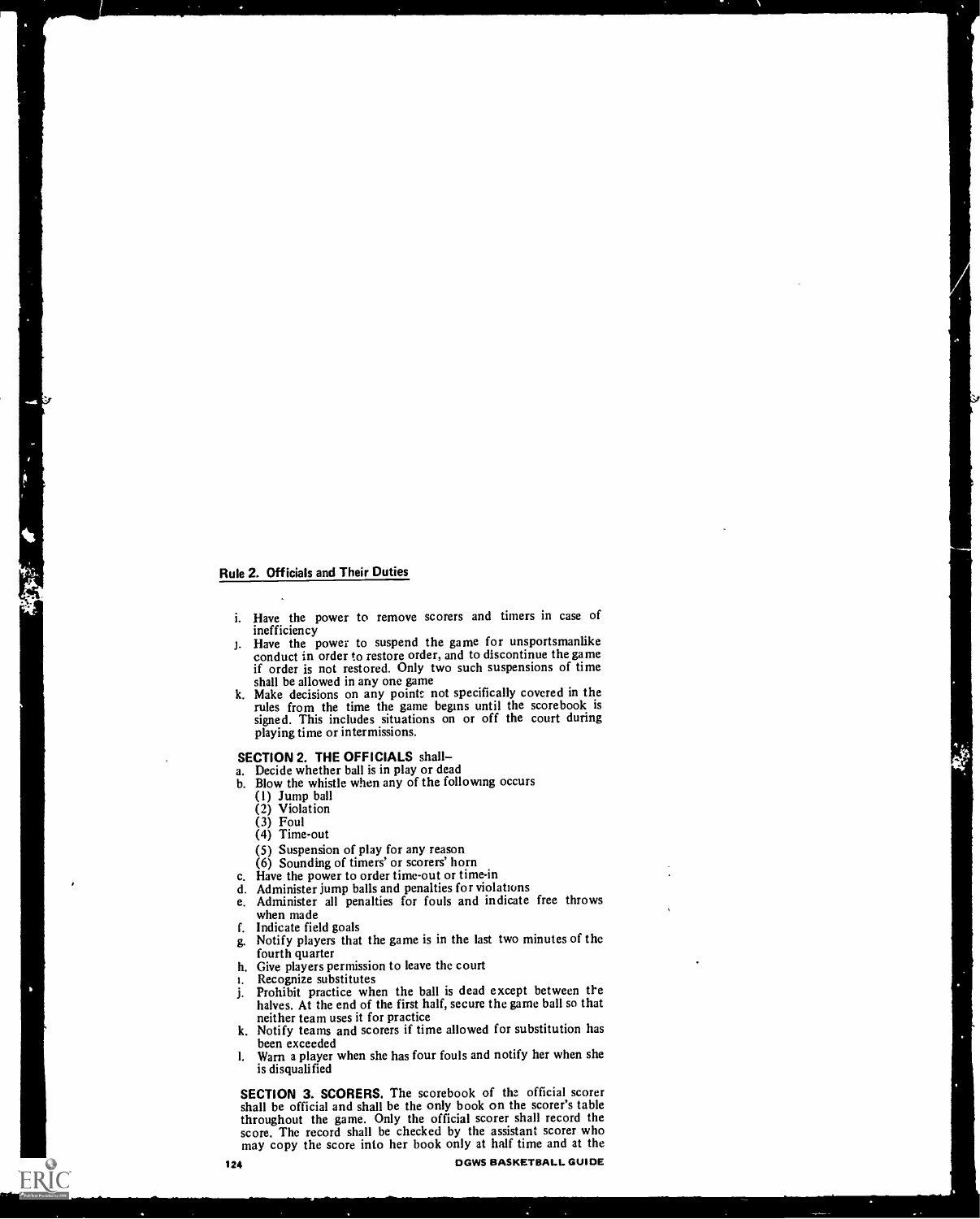## Rule 2. Officials and Their Duties

i. Have the power to remove scorers and timers in case of inefficiency
j. Have the power to suspend the game for unsportsmanlike conduct in order to restore order, and to discontinue the game if order is not restored. Only two such suspensions of time shall be allowed in any one game
k. Make decisions on any points not specifically covered in the rules from the time the game begins until the scorebook is signed. This includes situations on or off the court during playing time or intermissions.

**SECTION 2. THE OFFICIALS** shall–

a. Decide whether ball is in play or dead
b. Blow the whistle when any of the following occurs
   (1) Jump ball
   (2) Violation
   (3) Foul
   (4) Time-out
   (5) Suspension of play for any reason
   (6) Sounding of timers' or scorers' horn
c. Have the power to order time-out or time-in
d. Administer jump balls and penalties for violations
e. Administer all penalties for fouls and indicate free throws when made
f. Indicate field goals
g. Notify players that the game is in the last two minutes of the fourth quarter
h. Give players permission to leave the court
i. Recognize substitutes
j. Prohibit practice when the ball is dead except between the halves. At the end of the first half, secure the game ball so that neither team uses it for practice
k. Notify teams and scorers if time allowed for substitution has been exceeded
l. Warn a player when she has four fouls and notify her when she is disqualified

**SECTION 3. SCORERS.** The scorebook of the official scorer shall be official and shall be the only book on the scorer's table throughout the game. Only the official scorer shall record the score. The record shall be checked by the assistant scorer who may copy the score into her book only at half time and at the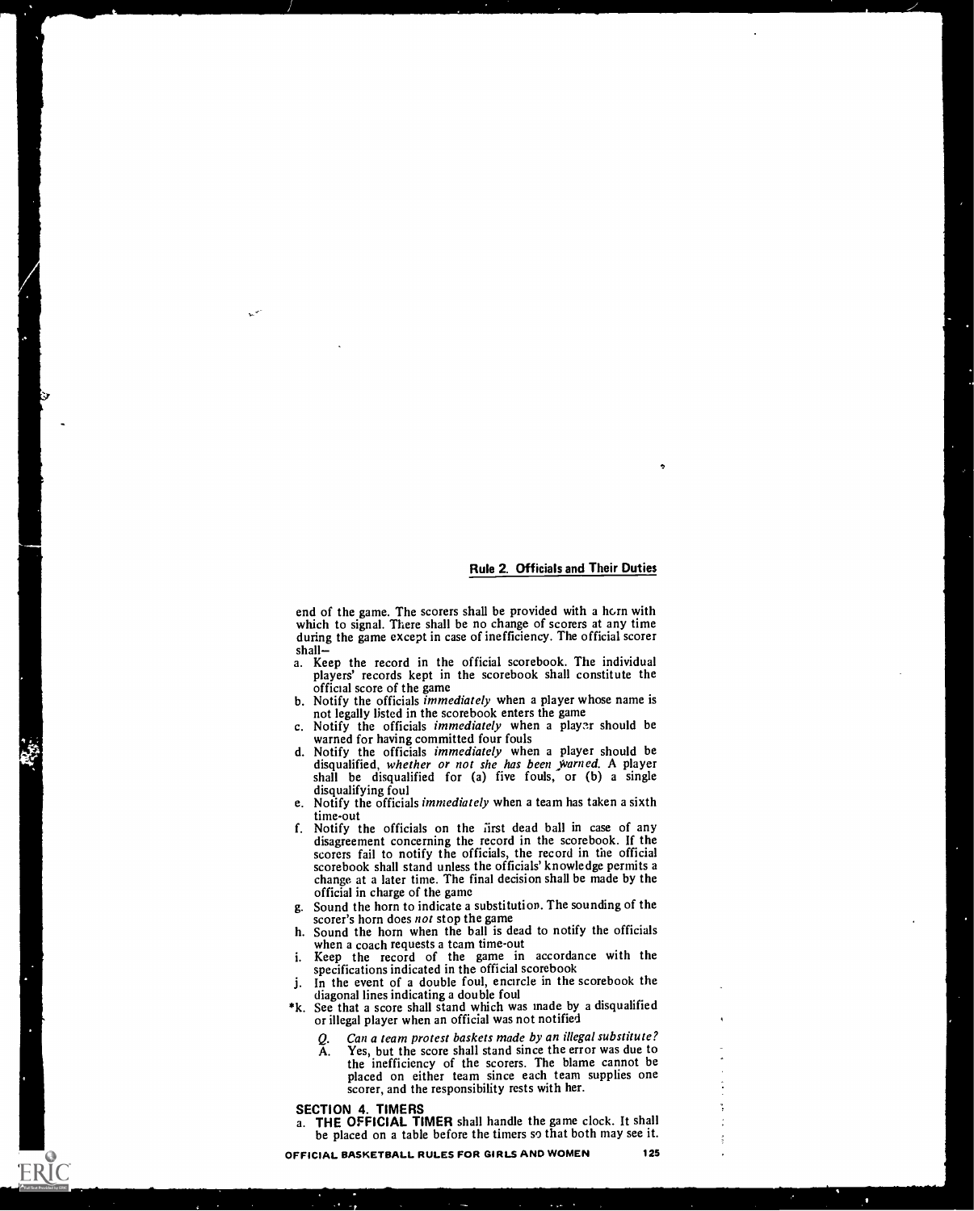end of the game. The scorers shall be provided with a horn with which to signal. There shall be no change of scorers at any time during the game except in case of inefficiency. The official scorer shall—

a. Keep the record in the official scorebook. The individual players' records kept in the scorebook shall constitute the official score of the game
b. Notify the officials *immediately* when a player whose name is not legally listed in the scorebook enters the game
c. Notify the officials *immediately* when a player should be warned for having committed four fouls
d. Notify the officials *immediately* when a player should be disqualified, *whether or not she has been warned.* A player shall be disqualified for (a) five fouls, or (b) a single disqualifying foul
e. Notify the officials *immediately* when a team has taken a sixth time-out
f. Notify the officials on the first dead ball in case of any disagreement concerning the record in the scorebook. If the scorers fail to notify the officials, the record in the official scorebook shall stand unless the officials' knowledge permits a change at a later time. The final decision shall be made by the official in charge of the game
g. Sound the horn to indicate a substitution. The sounding of the scorer's horn does *not* stop the game
h. Sound the horn when the ball is dead to notify the officials when a coach requests a team time-out
i. Keep the record of the game in accordance with the specifications indicated in the official scorebook
j. In the event of a double foul, encircle in the scorebook the diagonal lines indicating a double foul

*k. See that a score shall stand which was made by a disqualified or illegal player when an official was not notified

> *Q. Can a team protest baskets made by an illegal substitute?*
> A. Yes, but the score shall stand since the error was due to the inefficiency of the scorers. The blame cannot be placed on either team since each team supplies one scorer, and the responsibility rests with her.

## SECTION 4. TIMERS

a. **THE OFFICIAL TIMER** shall handle the game clock. It shall be placed on a table before the timers so that both may see it.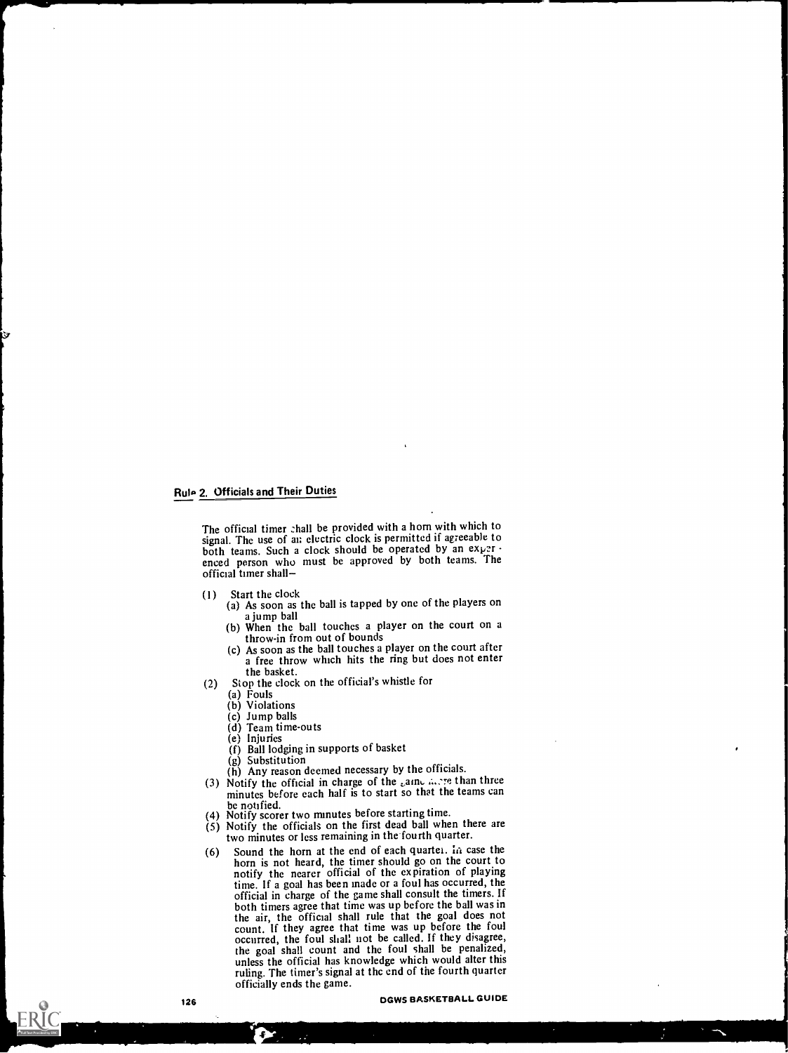## Rule 2. Officials and Their Duties

The official timer shall be provided with a horn with which to signal. The use of an electric clock is permitted if agreeable to both teams. Such a clock should be operated by an experienced person who must be approved by both teams. The official timer shall–

(1) Start the clock
  - (a) As soon as the ball is tapped by one of the players on a jump ball
  - (b) When the ball touches a player on the court on a throw-in from out of bounds
  - (c) As soon as the ball touches a player on the court after a free throw which hits the ring but does not enter the basket.

(2) Stop the clock on the official's whistle for
  - (a) Fouls
  - (b) Violations
  - (c) Jump balls
  - (d) Team time-outs
  - (e) Injuries
  - (f) Ball lodging in supports of basket
  - (g) Substitution
  - (h) Any reason deemed necessary by the officials.

(3) Notify the official in charge of the game more than three minutes before each half is to start so that the teams can be notified.

(4) Notify scorer two minutes before starting time.

(5) Notify the officials on the first dead ball when there are two minutes or less remaining in the fourth quarter.

(6) Sound the horn at the end of each quarter. In case the horn is not heard, the timer should go on the court to notify the nearer official of the expiration of playing time. If a goal has been made or a foul has occurred, the official in charge of the game shall consult the timers. If both timers agree that time was up before the ball was in the air, the official shall rule that the goal does not count. If they agree that time was up before the foul occurred, the foul shall not be called. If they disagree, the goal shall count and the foul shall be penalized, unless the official has knowledge which would alter this ruling. The timer's signal at the end of the fourth quarter officially ends the game.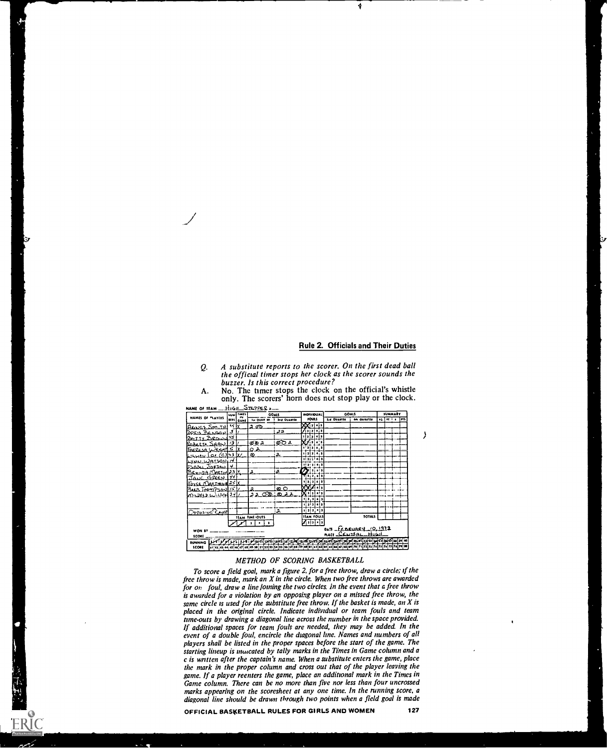## Rule 2. Officials and Their Duties

Q. *A substitute reports to the scorer. On the first dead ball the official timer stops her clock as the scorer sounds the buzzer. Is this correct procedure?*

A. No. The timer stops the clock on the official's whistle only. The scorers' horn does not stop play or the clock.

NAME OF TEAM HIGH STEPPERS

| NAMES OF PLAYERS | NUMBERS | TIMES IN GAME | 1st QUARTER | 2nd QUARTER | INDIVIDUAL FOULS | 3rd QUARTER | 4th QUARTER | FG | FT | PTS |
|---|---|---|---|---|---|---|---|---|---|---|
| AGNES SMITH | 45 | X | 2 ⊘⊘ | | X X 3 4 5 | | | | | |
| DORIS BENSON | 3 | / | | 22 | / 2 3 4 5 | | | | | |
| BETTY BROWN | 45 | | | | 1 2 3 4 5 | | | | | |
| ROBERTA SHAW | 13 | / | ⊘⊗2 | ⊘○2 | X / 3 4 5 | | | | | |
| THERESA WRIGHT | 5 | X | ○2 | | 1 2 3 4 5 | | | | | |
| LILLIAN LOE (C) | 43 | X/ | ⊗ | 2 | 1 2 3 4 5 | | | | | |
| LYNN WATSON | 14 | | | | 1 2 3 4 5 | | | | | |
| ISABEL JORDAN | 4 | | | | 1 2 3 4 5 | | | | | |
| BRENDA MARTIN | 23 | X | 2 | 2 | ⊘ 2 3 4 5 | | | | | |
| JANE GREEN | 44 | | | | 1 2 3 4 5 | | | | | |
| JOYCE MATTHEWS | 25 | X | | | 1 2 3 4 5 | | | | | |
| BARB THOMPSON | 15 | / | 2 | ⊗○ | X X / 4 5 | | | | | |
| MILDRED WILSON | 24 | / | 22 ○⊗ | ⊗22 | X 2 3 4 5 | | | | | |
| | | | | | 1 2 3 4 5 | | | | | |
| | | | | | 1 2 3 4 5 | | | | | |
| OPPOSING PLAYER | | | | 2 | 1 2 3 4 5 | | | | | |
| | | TEAM TIME-OUTS / / 3 4 5 | | | TEAM FOULS / 2 3 4 5 | | TOTALS | | | |

WON BY ______ DATE FEBRUARY 10, 1972

SCORE ______ PLACE CENTRAL HIGH

RUNNING SCORE 1–80

### METHOD OF SCORING BASKETBALL

*To score a field goal, mark a figure 2, for a free throw, draw a circle; if the free throw is made, mark an X in the circle. When two free throws are awarded for on foul, draw a line joining the two circles. In the event that a free throw is awarded for a violation by an opposing player on a missed free throw, the same circle is used for the substitute free throw. If the basket is made, an X is placed in the original circle. Indicate individual or team fouls and team time-outs by drawing a diagonal line across the number in the space provided. If additional spaces for team fouls are needed, they may be added. In the event of a double foul, encircle the diagonal line. Names and numbers of all players shall be listed in the proper spaces before the start of the game. The starting lineup is indicated by tally marks in the Times in Game column and a c is written after the captain's name. When a substitute enters the game, place the mark in the proper column and cross out that of the player leaving the game. If a player reenters the game, place an additional mark in the Times in Game column. There can be no more than five nor less than four uncrossed marks appearing on the scoresheet at any one time. In the running score, a diagonal line should be drawn through two points when a field goal is made*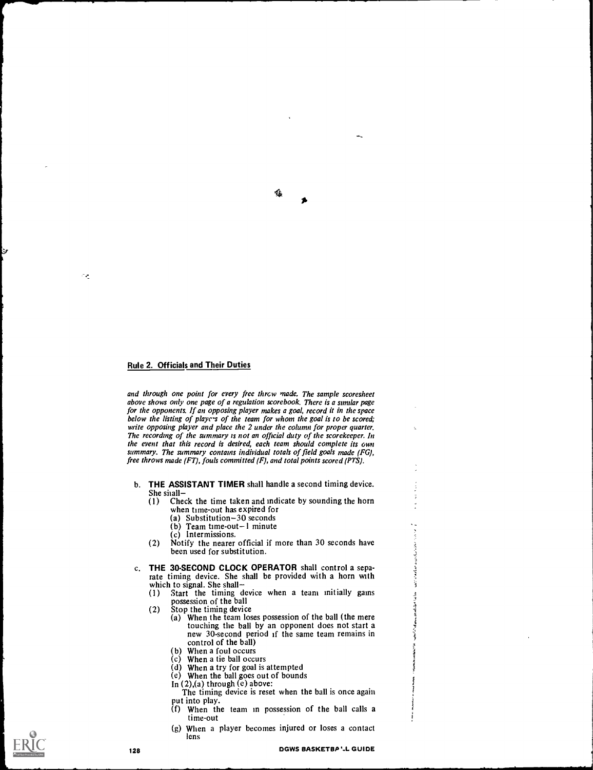## Rule 2. Officials and Their Duties

*and through one point for every free throw made. The sample scoresheet above shows only one page of a regulation scorebook. There is a similar page for the opponents. If an opposing player makes a goal, record it in the space below the listing of players of the team for whom the goal is to be scored; write opposing player and place the 2 under the column for proper quarter. The recording of the summary is not an official duty of the scorekeeper. In the event that this record is desired, each team should complete its own summary. The summary contains individual totals of field goals made (FG), free throws made (FT), fouls committed (F), and total points scored (PTS).*

b. **THE ASSISTANT TIMER** shall handle a second timing device. She shall—
   (1) Check the time taken and indicate by sounding the horn when time-out has expired for
      (a) Substitution—30 seconds
      (b) Team time-out—1 minute
      (c) Intermissions.
   (2) Notify the nearer official if more than 30 seconds have been used for substitution.

c. **THE 30-SECOND CLOCK OPERATOR** shall control a separate timing device. She shall be provided with a horn with which to signal. She shall—
   (1) Start the timing device when a team initially gains possession of the ball
   (2) Stop the timing device
      (a) When the team loses possession of the ball (the mere touching the ball by an opponent does not start a new 30-second period if the same team remains in control of the ball)
      (b) When a foul occurs
      (c) When a tie ball occurs
      (d) When a try for goal is attempted
      (e) When the ball goes out of bounds

      In (2),(a) through (e) above:
      The timing device is reset when the ball is once again put into play.

      (f) When the team in possession of the ball calls a time-out
      (g) When a player becomes injured or loses a contact lens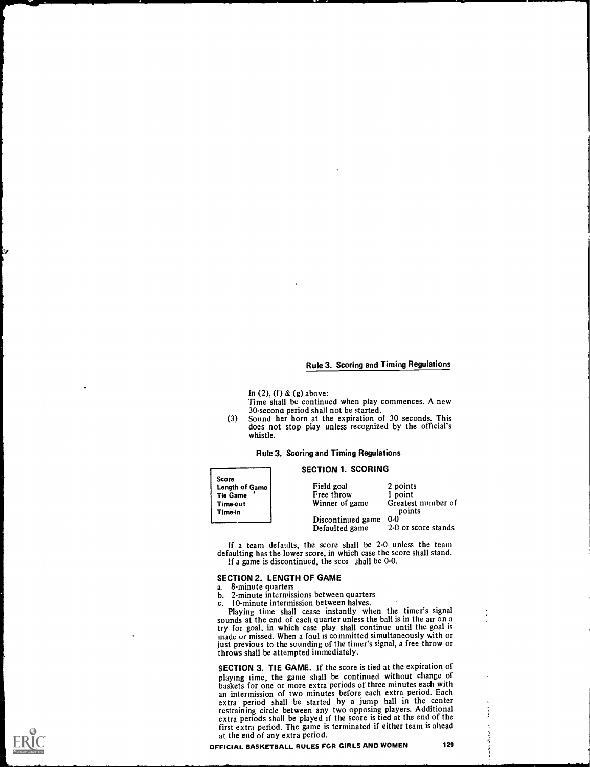In (2), (f) & (g) above:

Time shall be continued when play commences. A new 30-second period shall not be started.

(3) Sound her horn at the expiration of 30 seconds. This does not stop play unless recognized by the official's whistle.

## Rule 3. Scoring and Timing Regulations

Score
Length of Game
Tie Game
Time-out
Time-in

### SECTION 1. SCORING

| | |
|---|---|
| Field goal | 2 points |
| Free throw | 1 point |
| Winner of game | Greatest number of points |
| Discontinued game | 0-0 |
| Defaulted game | 2-0 or score stands |

If a team defaults, the score shall be 2-0 unless the team defaulting has the lower score, in which case the score shall stand. If a game is discontinued, the score shall be 0-0.

### SECTION 2. LENGTH OF GAME

a. 8-minute quarters
b. 2-minute intermissions between quarters
c. 10-minute intermission between halves.

Playing time shall cease instantly when the timer's signal sounds at the end of each quarter unless the ball is in the air on a try for goal, in which case play shall continue until the goal is made or missed. When a foul is committed simultaneously with or just previous to the sounding of the timer's signal, a free throw or throws shall be attempted immediately.

**SECTION 3. TIE GAME.** If the score is tied at the expiration of playing time, the game shall be continued without change of baskets for one or more extra periods of three minutes each with an intermission of two minutes before each extra period. Each extra period shall be started by a jump ball in the center restraining circle between any two opposing players. Additional extra periods shall be played if the score is tied at the end of the first extra period. The game is terminated if either team is ahead at the end of any extra period.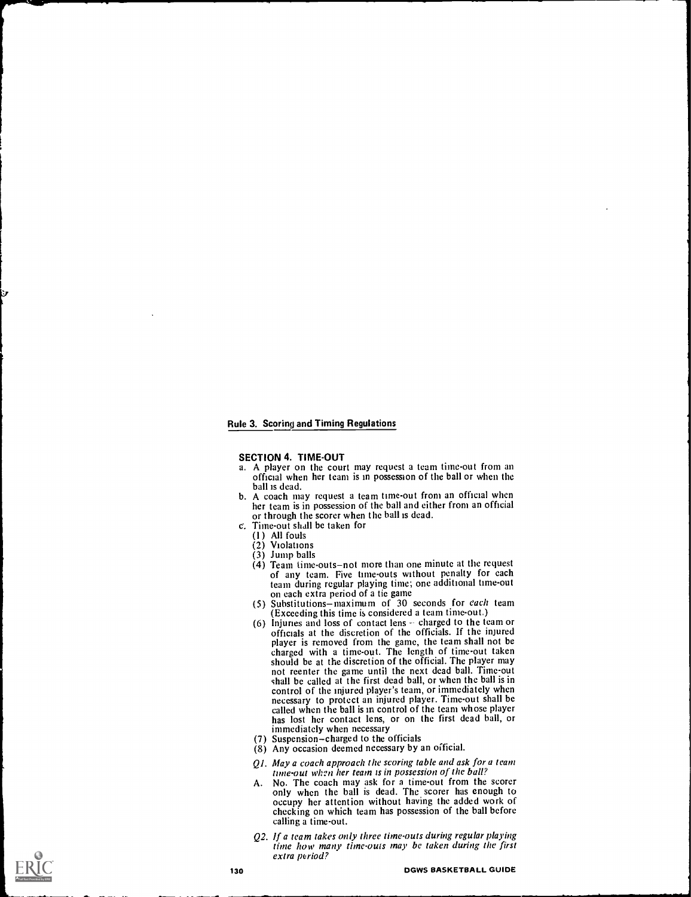## Rule 3. Scoring and Timing Regulations

### SECTION 4. TIME-OUT

a. A player on the court may request a team time-out from an official when her team is in possession of the ball or when the ball is dead.

b. A coach may request a team time-out from an official when her team is in possession of the ball and either from an official or through the scorer when the ball is dead.

c. Time-out shall be taken for
   (1) All fouls
   (2) Violations
   (3) Jump balls
   (4) Team time-outs–not more than one minute at the request of any team. Five time-outs without penalty for each team during regular playing time; one additional time-out on each extra period of a tie game
   (5) Substitutions–maximum of 30 seconds for *each* team (Exceeding this time is considered a team time-out.)
   (6) Injuries and loss of contact lens – charged to the team or officials at the discretion of the officials. If the injured player is removed from the game, the team shall not be charged with a time-out. The length of time-out taken should be at the discretion of the official. The player may not reenter the game until the next dead ball. Time-out shall be called at the first dead ball, or when the ball is in control of the injured player's team, or immediately when necessary to protect an injured player. Time-out shall be called when the ball is in control of the team whose player has lost her contact lens, or on the first dead ball, or immediately when necessary
   (7) Suspension–charged to the officials
   (8) Any occasion deemed necessary by an official.

*Q1. May a coach approach the scoring table and ask for a team time-out when her team is in possession of the ball?*

A. No. The coach may ask for a time-out from the scorer only when the ball is dead. The scorer has enough to occupy her attention without having the added work of checking on which team has possession of the ball before calling a time-out.

*Q2. If a team takes only three time-outs during regular playing time how many time-outs may be taken during the first extra period?*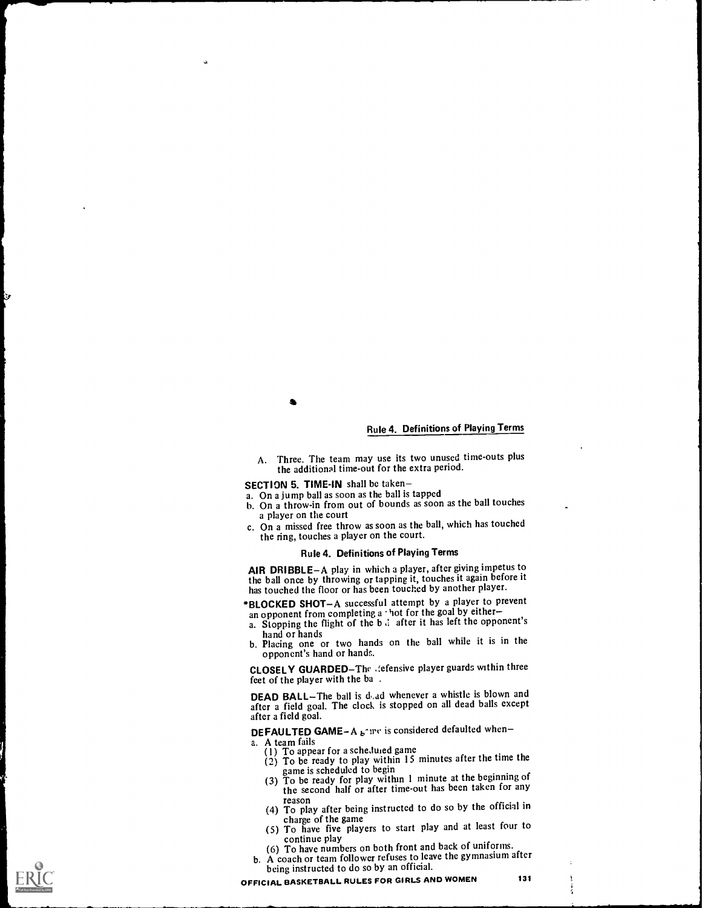A. Three. The team may use its two unused time-outs plus the additional time-out for the extra period.

**SECTION 5. TIME-IN** shall be taken–

a. On a jump ball as soon as the ball is tapped
b. On a throw-in from out of bounds as soon as the ball touches a player on the court
c. On a missed free throw as soon as the ball, which has touched the ring, touches a player on the court.

## Rule 4. Definitions of Playing Terms

**AIR DRIBBLE**–A play in which a player, after giving impetus to the ball once by throwing or tapping it, touches it again before it has touched the floor or has been touched by another player.

***BLOCKED SHOT**–A successful attempt by a player to prevent an opponent from completing a shot for the goal by either–

a. Stopping the flight of the ball after it has left the opponent's hand or hands
b. Placing one or two hands on the ball while it is in the opponent's hand or hands.

**CLOSELY GUARDED**–The defensive player guards within three feet of the player with the ball.

**DEAD BALL**–The ball is dead whenever a whistle is blown and after a field goal. The clock is stopped on all dead balls except after a field goal.

**DEFAULTED GAME**–A game is considered defaulted when–

a. A team fails
   (1) To appear for a scheduled game
   (2) To be ready to play within 15 minutes after the time the game is scheduled to begin
   (3) To be ready for play within 1 minute at the beginning of the second half or after time-out has been taken for any reason
   (4) To play after being instructed to do so by the official in charge of the game
   (5) To have five players to start play and at least four to continue play
   (6) To have numbers on both front and back of uniforms.
b. A coach or team follower refuses to leave the gymnasium after being instructed to do so by an official.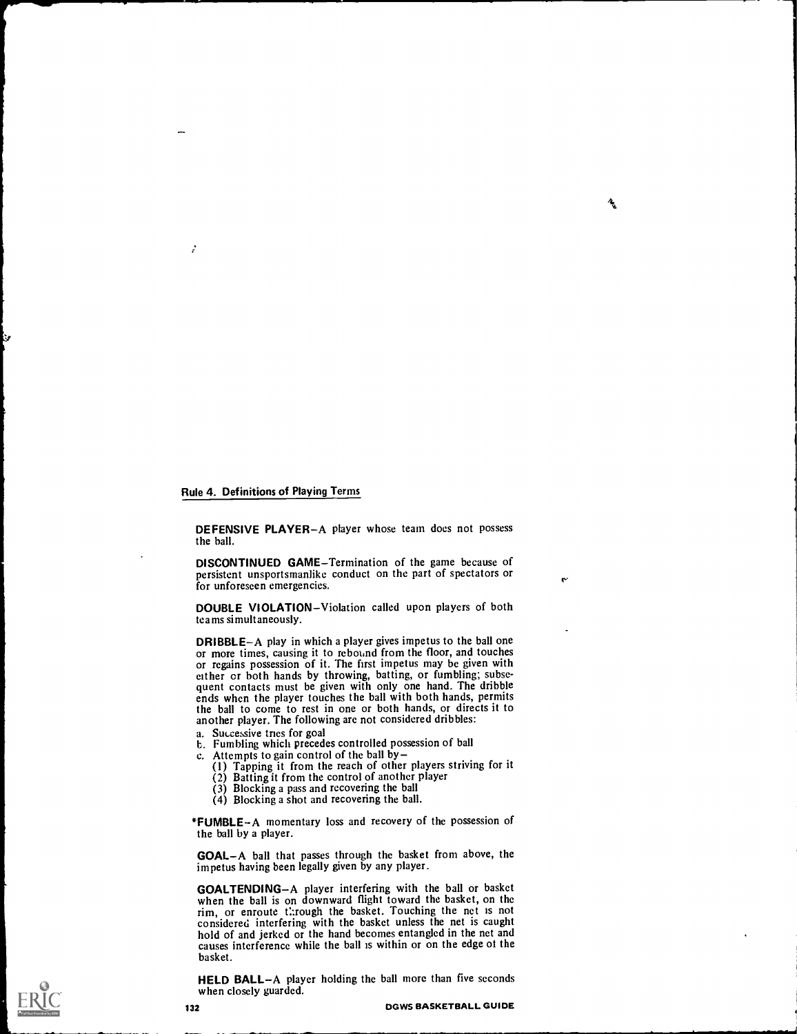## Rule 4. Definitions of Playing Terms

**DEFENSIVE PLAYER**–A player whose team does not possess the ball.

**DISCONTINUED GAME**–Termination of the game because of persistent unsportsmanlike conduct on the part of spectators or for unforeseen emergencies.

**DOUBLE VIOLATION**–Violation called upon players of both teams simultaneously.

**DRIBBLE**–A play in which a player gives impetus to the ball one or more times, causing it to rebound from the floor, and touches or regains possession of it. The first impetus may be given with either or both hands by throwing, batting, or fumbling; subsequent contacts must be given with only one hand. The dribble ends when the player touches the ball with both hands, permits the ball to come to rest in one or both hands, or directs it to another player. The following are not considered dribbles:

a. Successive tries for goal
b. Fumbling which precedes controlled possession of ball
c. Attempts to gain control of the ball by–
   (1) Tapping it from the reach of other players striving for it
   (2) Batting it from the control of another player
   (3) Blocking a pass and recovering the ball
   (4) Blocking a shot and recovering the ball.

*__FUMBLE__–A momentary loss and recovery of the possession of the ball by a player.

**GOAL**–A ball that passes through the basket from above, the impetus having been legally given by any player.

**GOALTENDING**–A player interfering with the ball or basket when the ball is on downward flight toward the basket, on the rim, or enroute through the basket. Touching the net is not considered interfering with the basket unless the net is caught hold of and jerked or the hand becomes entangled in the net and causes interference while the ball is within or on the edge of the basket.

**HELD BALL**–A player holding the ball more than five seconds when closely guarded.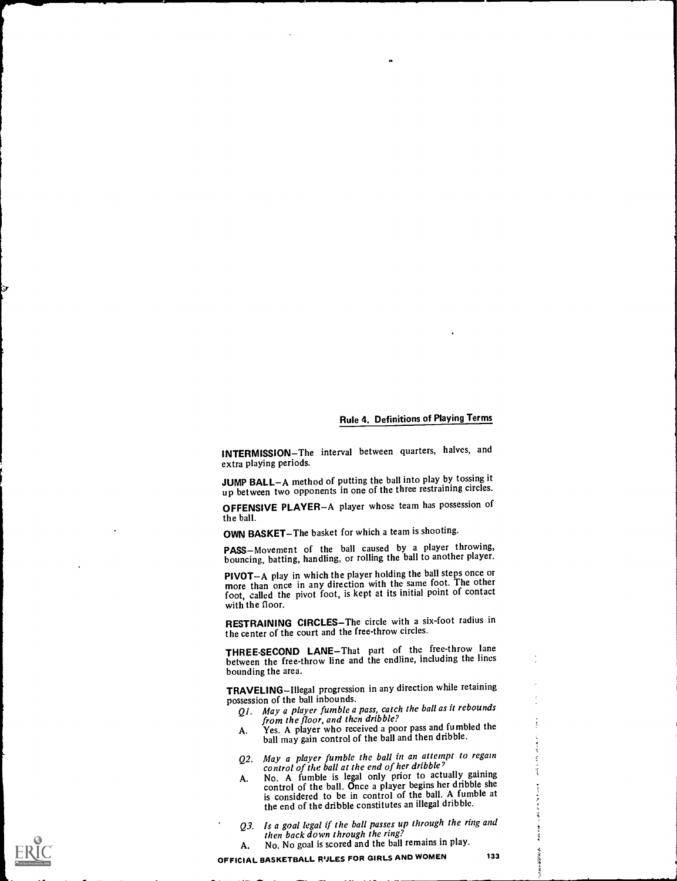## Rule 4. Definitions of Playing Terms

**INTERMISSION**–The interval between quarters, halves, and extra playing periods.

**JUMP BALL**–A method of putting the ball into play by tossing it up between two opponents in one of the three restraining circles.

**OFFENSIVE PLAYER**–A player whose team has possession of the ball.

**OWN BASKET**–The basket for which a team is shooting.

**PASS**–Movement of the ball caused by a player throwing, bouncing, batting, handling, or rolling the ball to another player.

**PIVOT**–A play in which the player holding the ball steps once or more than once in any direction with the same foot. The other foot, called the pivot foot, is kept at its initial point of contact with the floor.

**RESTRAINING CIRCLES**–The circle with a six-foot radius in the center of the court and the free-throw circles.

**THREE-SECOND LANE**–That part of the free-throw lane between the free-throw line and the endline, including the lines bounding the area.

**TRAVELING**–Illegal progression in any direction while retaining possession of the ball inbounds.

*Q1. May a player fumble a pass, catch the ball as it rebounds from the floor, and then dribble?*

A. Yes. A player who received a poor pass and fumbled the ball may gain control of the ball and then dribble.

*Q2. May a player fumble the ball in an attempt to regain control of the ball at the end of her dribble?*

A. No. A fumble is legal only prior to actually gaining control of the ball. Once a player begins her dribble she is considered to be in control of the ball. A fumble at the end of the dribble constitutes an illegal dribble.

*Q3. Is a goal legal if the ball passes up through the ring and then back down through the ring?*

A. No. No goal is scored and the ball remains in play.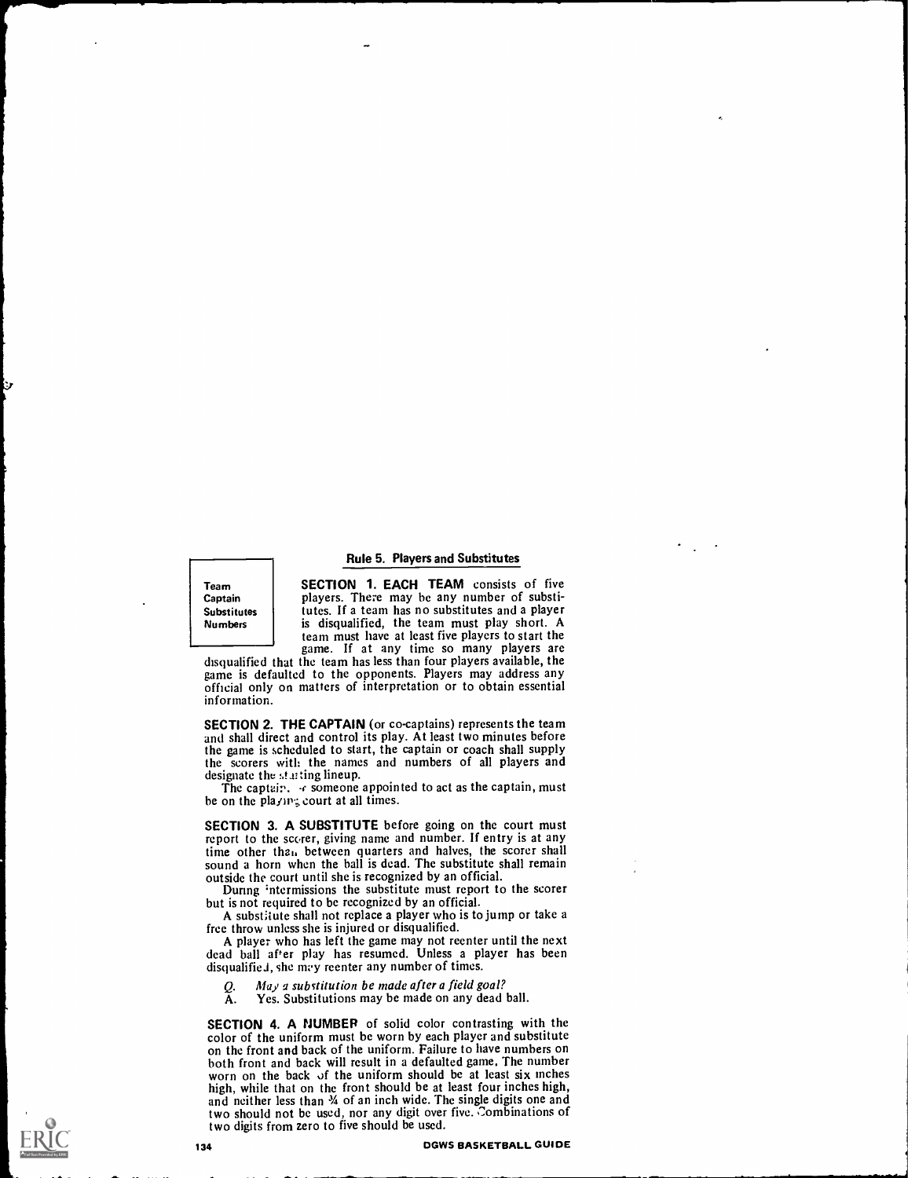## Rule 5. Players and Substitutes

Team
Captain
Substitutes
Numbers

**SECTION 1. EACH TEAM** consists of five players. There may be any number of substitutes. If a team has no substitutes and a player is disqualified, the team must play short. A team must have at least five players to start the game. If at any time so many players are disqualified that the team has less than four players available, the game is defaulted to the opponents. Players may address any official only on matters of interpretation or to obtain essential information.

**SECTION 2. THE CAPTAIN** (or co-captains) represents the team and shall direct and control its play. At least two minutes before the game is scheduled to start, the captain or coach shall supply the scorers with the names and numbers of all players and designate the starting lineup.

The captain, or someone appointed to act as the captain, must be on the playing court at all times.

**SECTION 3. A SUBSTITUTE** before going on the court must report to the scorer, giving name and number. If entry is at any time other than between quarters and halves, the scorer shall sound a horn when the ball is dead. The substitute shall remain outside the court until she is recognized by an official.

During intermissions the substitute must report to the scorer but is not required to be recognized by an official.

A substitute shall not replace a player who is to jump or take a free throw unless she is injured or disqualified.

A player who has left the game may not reenter until the next dead ball after play has resumed. Unless a player has been disqualified, she may reenter any number of times.

Q. *May a substitution be made after a field goal?*
A. Yes. Substitutions may be made on any dead ball.

**SECTION 4. A NUMBER** of solid color contrasting with the color of the uniform must be worn by each player and substitute on the front and back of the uniform. Failure to have numbers on both front and back will result in a defaulted game. The number worn on the back of the uniform should be at least six inches high, while that on the front should be at least four inches high, and neither less than ¾ of an inch wide. The single digits one and two should not be used, nor any digit over five. Combinations of two digits from zero to five should be used.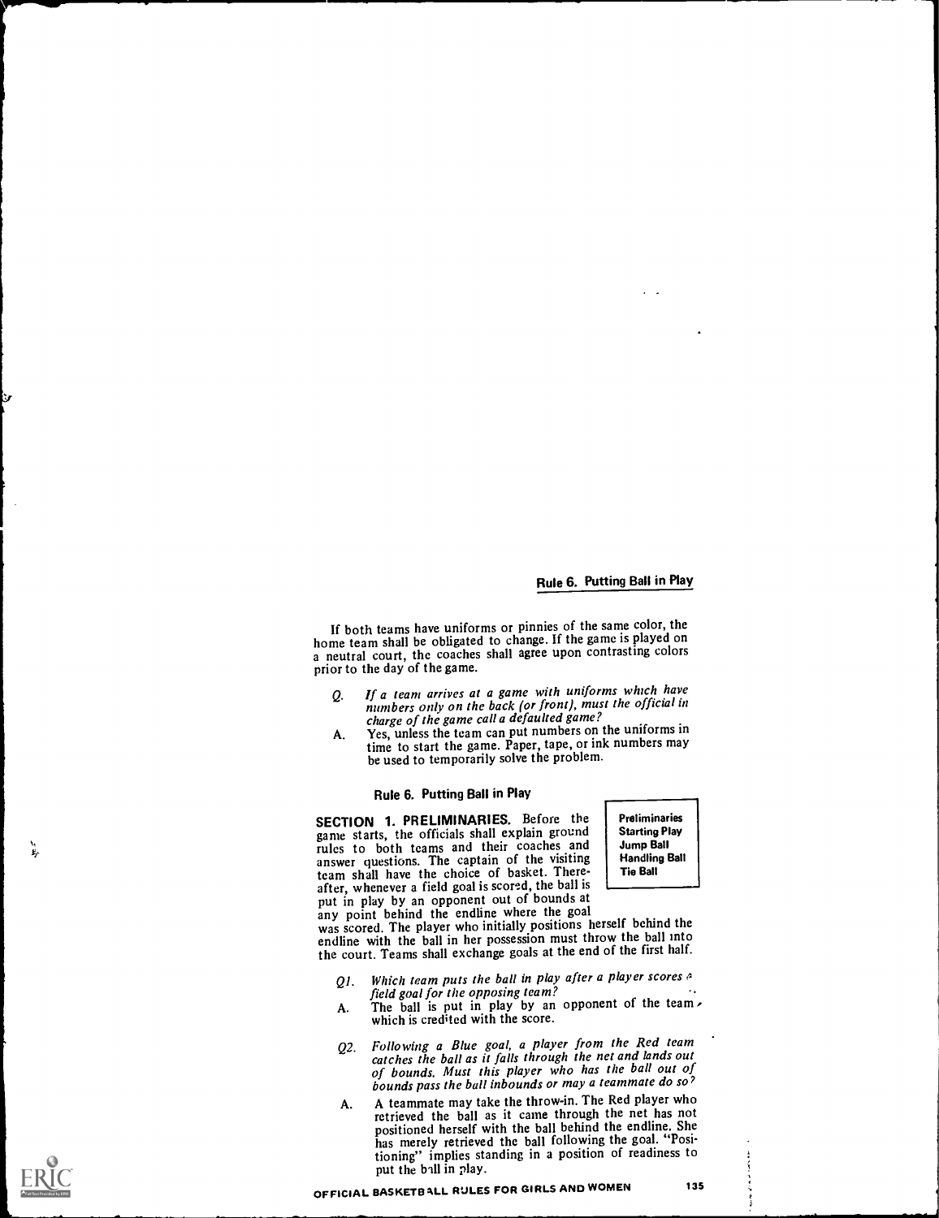If both teams have uniforms or pinnies of the same color, the home team shall be obligated to change. If the game is played on a neutral court, the coaches shall agree upon contrasting colors prior to the day of the game.

*Q. If a team arrives at a game with uniforms which have numbers only on the back (or front), must the official in charge of the game call a defaulted game?*

A. Yes, unless the team can put numbers on the uniforms in time to start the game. Paper, tape, or ink numbers may be used to temporarily solve the problem.

## Rule 6. Putting Ball in Play

**Preliminaries**
**Starting Play**
**Jump Ball**
**Handling Ball**
**Tie Ball**

**SECTION 1. PRELIMINARIES.** Before the game starts, the officials shall explain ground rules to both teams and their coaches and answer questions. The captain of the visiting team shall have the choice of basket. Thereafter, whenever a field goal is scored, the ball is put in play by an opponent out of bounds at any point behind the endline where the goal was scored. The player who initially positions herself behind the endline with the ball in her possession must throw the ball into the court. Teams shall exchange goals at the end of the first half.

*Q1. Which team puts the ball in play after a player scores a field goal for the opposing team?*

A. The ball is put in play by an opponent of the team which is credited with the score.

*Q2. Following a Blue goal, a player from the Red team catches the ball as it falls through the net and lands out of bounds. Must this player who has the ball out of bounds pass the ball inbounds or may a teammate do so?*

A. A teammate may take the throw-in. The Red player who retrieved the ball as it came through the net has not positioned herself with the ball behind the endline. She has merely retrieved the ball following the goal. "Positioning" implies standing in a position of readiness to put the ball in play.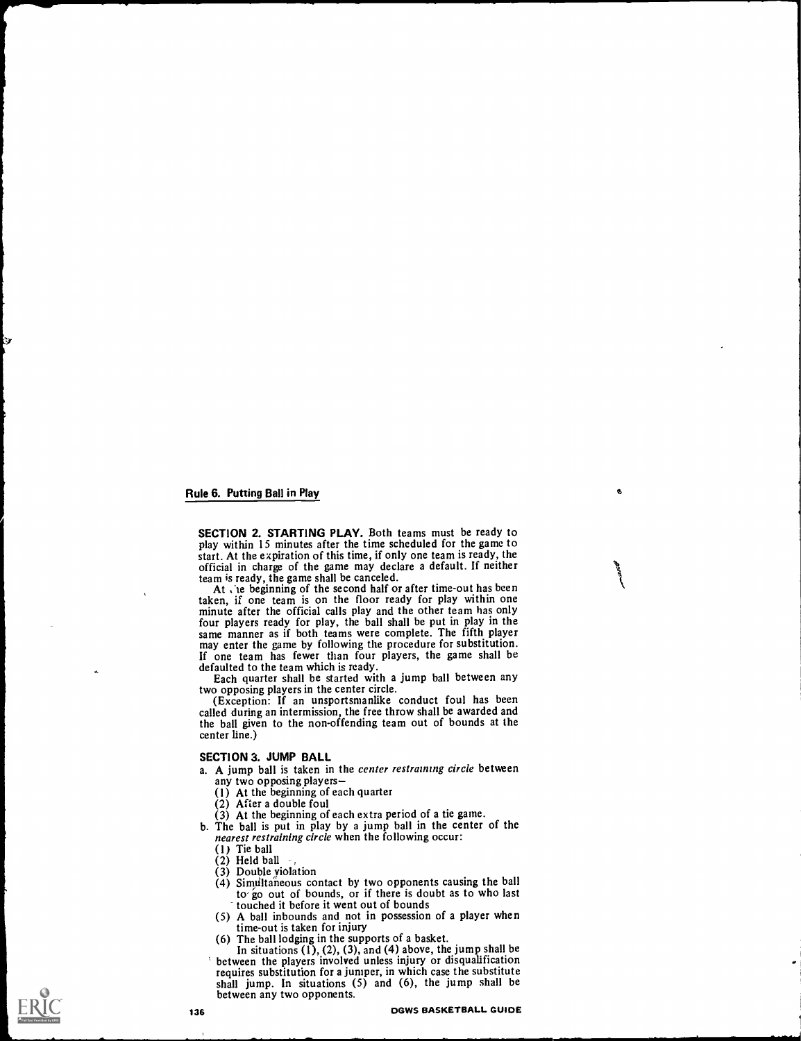## Rule 6. Putting Ball in Play

**SECTION 2. STARTING PLAY.** Both teams must be ready to play within 15 minutes after the time scheduled for the game to start. At the expiration of this time, if only one team is ready, the official in charge of the game may declare a default. If neither team is ready, the game shall be canceled.

At the beginning of the second half or after time-out has been taken, if one team is on the floor ready for play within one minute after the official calls play and the other team has only four players ready for play, the ball shall be put in play in the same manner as if both teams were complete. The fifth player may enter the game by following the procedure for substitution. If one team has fewer than four players, the game shall be defaulted to the team which is ready.

Each quarter shall be started with a jump ball between any two opposing players in the center circle.

(Exception: If an unsportsmanlike conduct foul has been called during an intermission, the free throw shall be awarded and the ball given to the non-offending team out of bounds at the center line.)

**SECTION 3. JUMP BALL**

a. A jump ball is taken in the *center restraining circle* between any two opposing players—
   (1) At the beginning of each quarter
   (2) After a double foul
   (3) At the beginning of each extra period of a tie game.

b. The ball is put in play by a jump ball in the center of the *nearest restraining circle* when the following occur:
   (1) Tie ball
   (2) Held ball
   (3) Double violation
   (4) Simultaneous contact by two opponents causing the ball to go out of bounds, or if there is doubt as to who last touched it before it went out of bounds
   (5) A ball inbounds and not in possession of a player when time-out is taken for injury
   (6) The ball lodging in the supports of a basket.

   In situations (1), (2), (3), and (4) above, the jump shall be between the players involved unless injury or disqualification requires substitution for a jumper, in which case the substitute shall jump. In situations (5) and (6), the jump shall be between any two opponents.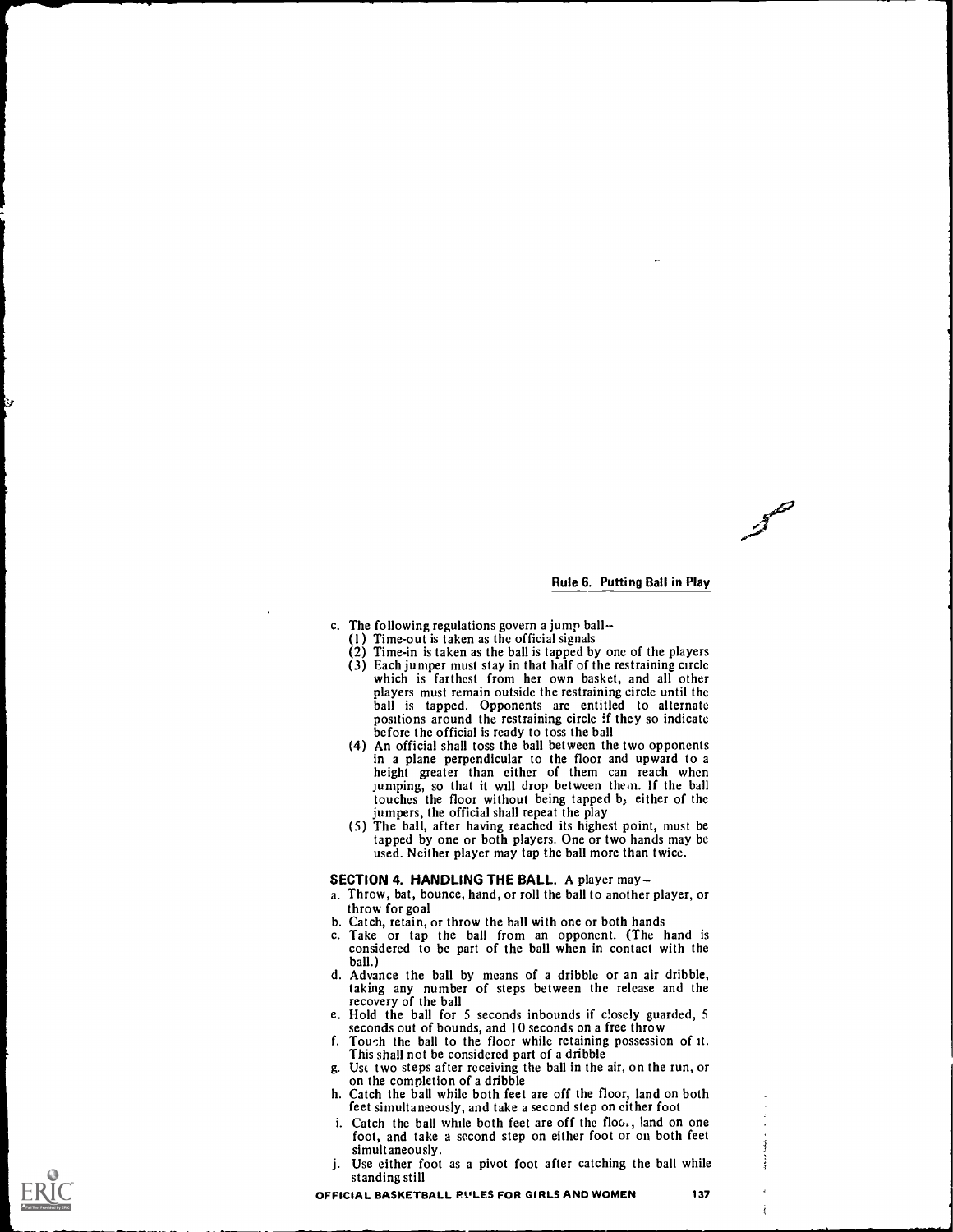c. The following regulations govern a jump ball–
   (1) Time-out is taken as the official signals
   (2) Time-in is taken as the ball is tapped by one of the players
   (3) Each jumper must stay in that half of the restraining circle which is farthest from her own basket, and all other players must remain outside the restraining circle until the ball is tapped. Opponents are entitled to alternate positions around the restraining circle if they so indicate before the official is ready to toss the ball
   (4) An official shall toss the ball between the two opponents in a plane perpendicular to the floor and upward to a height greater than either of them can reach when jumping, so that it will drop between them. If the ball touches the floor without being tapped by either of the jumpers, the official shall repeat the play
   (5) The ball, after having reached its highest point, must be tapped by one or both players. One or two hands may be used. Neither player may tap the ball more than twice.

**SECTION 4. HANDLING THE BALL.** A player may–

a. Throw, bat, bounce, hand, or roll the ball to another player, or throw for goal
b. Catch, retain, or throw the ball with one or both hands
c. Take or tap the ball from an opponent. (The hand is considered to be part of the ball when in contact with the ball.)
d. Advance the ball by means of a dribble or an air dribble, taking any number of steps between the release and the recovery of the ball
e. Hold the ball for 5 seconds inbounds if closely guarded, 5 seconds out of bounds, and 10 seconds on a free throw
f. Touch the ball to the floor while retaining possession of it. This shall not be considered part of a dribble
g. Use two steps after receiving the ball in the air, on the run, or on the completion of a dribble
h. Catch the ball while both feet are off the floor, land on both feet simultaneously, and take a second step on either foot
i. Catch the ball while both feet are off the floor, land on one foot, and take a second step on either foot or on both feet simultaneously.
j. Use either foot as a pivot foot after catching the ball while standing still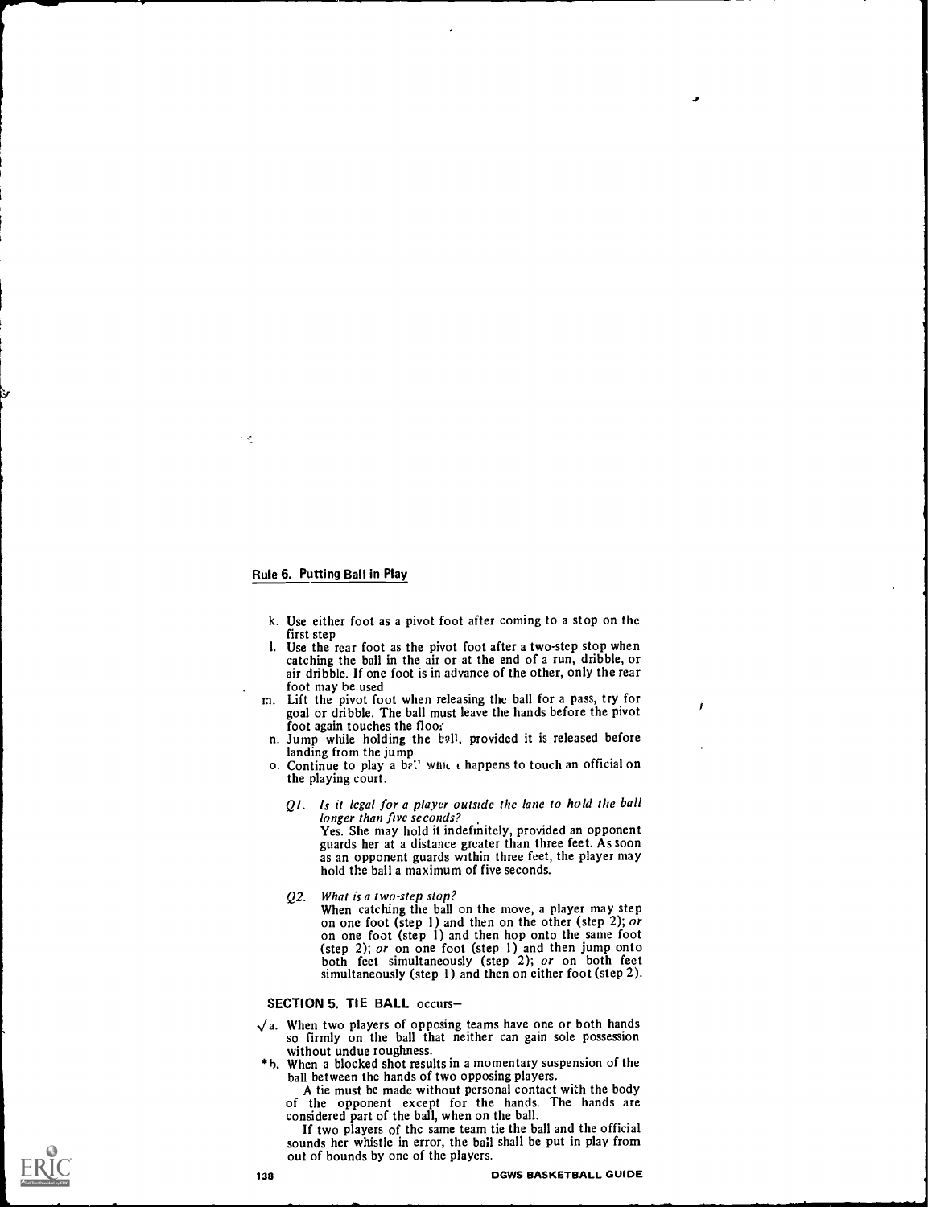## Rule 6. Putting Ball in Play

k. Use either foot as a pivot foot after coming to a stop on the first step
l. Use the rear foot as the pivot foot after a two-step stop when catching the ball in the air or at the end of a run, dribble, or air dribble. If one foot is in advance of the other, only the rear foot may be used
m. Lift the pivot foot when releasing the ball for a pass, try for goal or dribble. The ball must leave the hands before the pivot foot again touches the floor
n. Jump while holding the ball, provided it is released before landing from the jump
o. Continue to play a ball which happens to touch an official on the playing court.

*Q1. Is it legal for a player outside the lane to hold the ball longer than five seconds?*
Yes. She may hold it indefinitely, provided an opponent guards her at a distance greater than three feet. As soon as an opponent guards within three feet, the player may hold the ball a maximum of five seconds.

*Q2. What is a two-step stop?*
When catching the ball on the move, a player may step on one foot (step 1) and then on the other (step 2); *or* on one foot (step 1) and then hop onto the same foot (step 2); *or* on one foot (step 1) and then jump onto both feet simultaneously (step 2); *or* on both feet simultaneously (step 1) and then on either foot (step 2).

**SECTION 5. TIE BALL** occurs–

√a. When two players of opposing teams have one or both hands so firmly on the ball that neither can gain sole possession without undue roughness.

*b. When a blocked shot results in a momentary suspension of the ball between the hands of two opposing players.

A tie must be made without personal contact with the body of the opponent except for the hands. The hands are considered part of the ball, when on the ball.

If two players of the same team tie the ball and the official sounds her whistle in error, the ball shall be put in play from out of bounds by one of the players.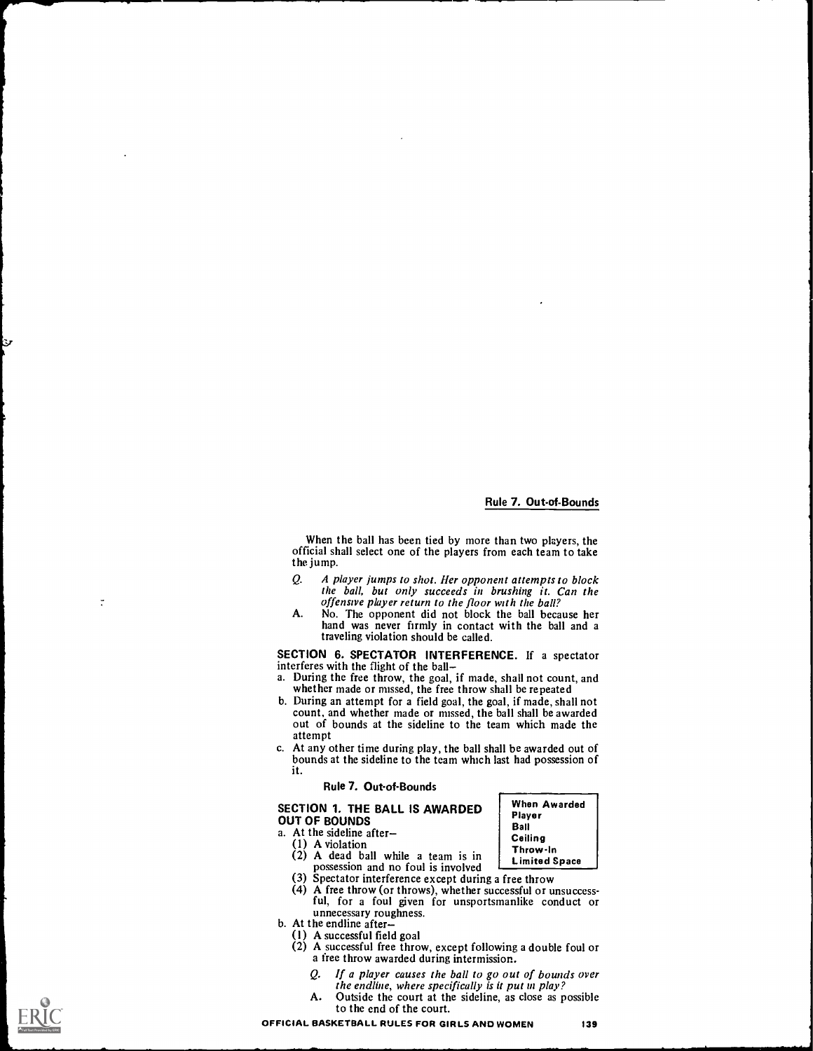When the ball has been tied by more than two players, the official shall select one of the players from each team to take the jump.

*Q. A player jumps to shot. Her opponent attempts to block the ball, but only succeeds in brushing it. Can the offensive player return to the floor with the ball?*

A. No. The opponent did not block the ball because her hand was never firmly in contact with the ball and a traveling violation should be called.

**SECTION 6. SPECTATOR INTERFERENCE.** If a spectator interferes with the flight of the ball–

a. During the free throw, the goal, if made, shall not count, and whether made or missed, the free throw shall be repeated
b. During an attempt for a field goal, the goal, if made, shall not count, and whether made or missed, the ball shall be awarded out of bounds at the sideline to the team which made the attempt
c. At any other time during play, the ball shall be awarded out of bounds at the sideline to the team which last had possession of it.

## Rule 7. Out-of-Bounds

| When Awarded |
|---|
| Player |
| Ball |
| Ceiling |
| Throw-In |
| Limited Space |

**SECTION 1. THE BALL IS AWARDED OUT OF BOUNDS**

a. At the sideline after–
   (1) A violation
   (2) A dead ball while a team is in possession and no foul is involved
   (3) Spectator interference except during a free throw
   (4) A free throw (or throws), whether successful or unsuccessful, for a foul given for unsportsmanlike conduct or unnecessary roughness.
b. At the endline after–
   (1) A successful field goal
   (2) A successful free throw, except following a double foul or a free throw awarded during intermission.

*Q. If a player causes the ball to go out of bounds over the endline, where specifically is it put in play?*

A. Outside the court at the sideline, as close as possible to the end of the court.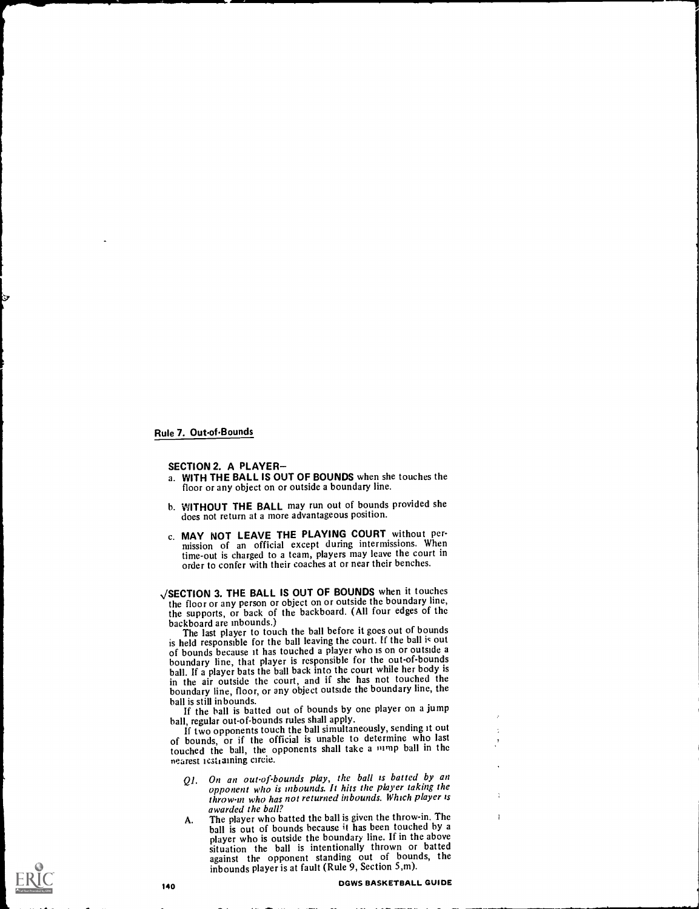## Rule 7. Out-of-Bounds

**SECTION 2. A PLAYER–**

a. **WITH THE BALL IS OUT OF BOUNDS** when she touches the floor or any object on or outside a boundary line.

b. **WITHOUT THE BALL** may run out of bounds provided she does not return at a more advantageous position.

c. **MAY NOT LEAVE THE PLAYING COURT** without permission of an official except during intermissions. When time-out is charged to a team, players may leave the court in order to confer with their coaches at or near their benches.

√**SECTION 3. THE BALL IS OUT OF BOUNDS** when it touches the floor or any person or object on or outside the boundary line, the supports, or back of the backboard. (All four edges of the backboard are inbounds.)

The last player to touch the ball before it goes out of bounds is held responsible for the ball leaving the court. If the ball is out of bounds because it has touched a player who is on or outside a boundary line, that player is responsible for the out-of-bounds ball. If a player bats the ball back into the court while her body is in the air outside the court, and if she has not touched the boundary line, floor, or any object outside the boundary line, the ball is still inbounds.

If the ball is batted out of bounds by one player on a jump ball, regular out-of-bounds rules shall apply.

If two opponents touch the ball simultaneously, sending it out of bounds, or if the official is unable to determine who last touched the ball, the opponents shall take a jump ball in the nearest restraining circle.

*Q1. On an out-of-bounds play, the ball is batted by an opponent who is inbounds. It hits the player taking the throw-in who has not returned inbounds. Which player is awarded the ball?*

A. The player who batted the ball is given the throw-in. The ball is out of bounds because it has been touched by a player who is outside the boundary line. If in the above situation the ball is intentionally thrown or batted against the opponent standing out of bounds, the inbounds player is at fault (Rule 9, Section 5,m).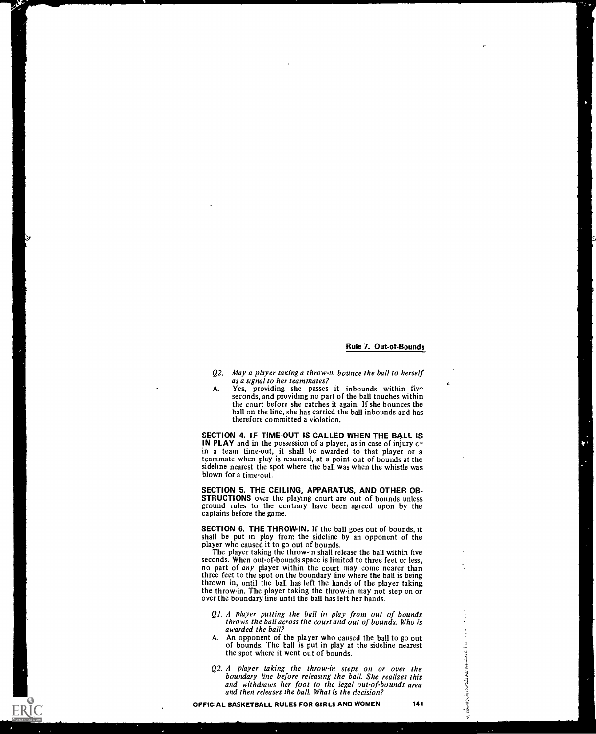*Q2. May a player taking a throw-in bounce the ball to herself as a signal to her teammates?*

A. Yes, providing she passes it inbounds within five seconds, and providing no part of the ball touches within the court before she catches it again. If she bounces the ball on the line, she has carried the ball inbounds and has therefore committed a violation.

**SECTION 4. IF TIME-OUT IS CALLED WHEN THE BALL IS IN PLAY** and in the possession of a player, as in case of injury or in a team time-out, it shall be awarded to that player or a teammate when play is resumed, at a point out of bounds at the sideline nearest the spot where the ball was when the whistle was blown for a time-out.

**SECTION 5. THE CEILING, APPARATUS, AND OTHER OBSTRUCTIONS** over the playing court are out of bounds unless ground rules to the contrary have been agreed upon by the captains before the game.

**SECTION 6. THE THROW-IN.** If the ball goes out of bounds, it shall be put in play from the sideline by an opponent of the player who caused it to go out of bounds.

The player taking the throw-in shall release the ball within five seconds. When out-of-bounds space is limited to three feet or less, no part of *any* player within the court may come nearer than three feet to the spot on the boundary line where the ball is being thrown in, until the ball has left the hands of the player taking the throw-in. The player taking the throw-in may not step on or over the boundary line until the ball has left her hands.

*Q1. A player putting the ball in play from out of bounds throws the ball across the court and out of bounds. Who is awarded the ball?*

A. An opponent of the player who caused the ball to go out of bounds. The ball is put in play at the sideline nearest the spot where it went out of bounds.

*Q2. A player taking the throw-in steps on or over the boundary line before releasing the ball. She realizes this and withdraws her foot to the legal out-of-bounds area and then releases the ball. What is the decision?*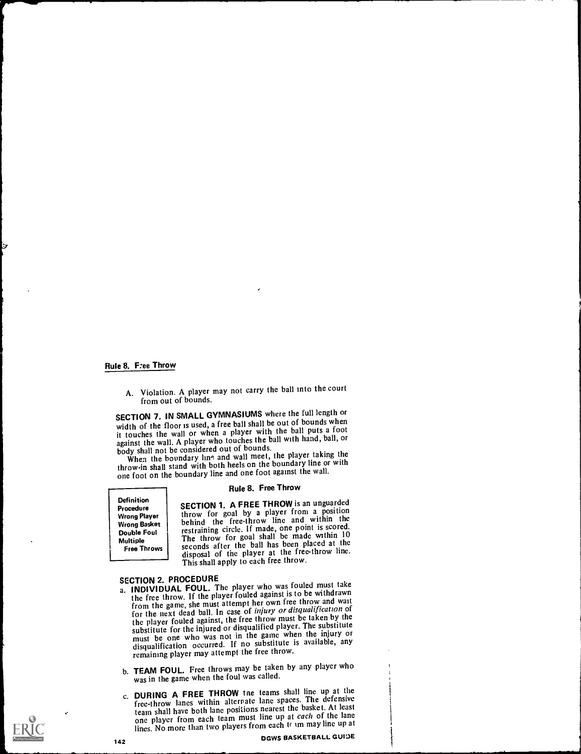A. Violation. A player may not carry the ball into the court from out of bounds.

**SECTION 7. IN SMALL GYMNASIUMS** where the full length or width of the floor is used, a free ball shall be out of bounds when it touches the wall or when a player with the ball puts a foot against the wall. A player who touches the ball with hand, ball, or body shall not be considered out of bounds.

When the boundary line and wall meet, the player taking the throw-in shall stand with both heels on the boundary line or with one foot on the boundary line and one foot against the wall.

## Rule 8. Free Throw

Definition
Procedure
Wrong Player
Wrong Basket
Double Foul
Multiple Free Throws

**SECTION 1. A FREE THROW** is an unguarded throw for goal by a player from a position behind the free-throw line and within the restraining circle. If made, one point is scored. The throw for goal shall be made within 10 seconds after the ball has been placed at the disposal of the player at the free-throw line. This shall apply to each free throw.

**SECTION 2. PROCEDURE**

a. **INDIVIDUAL FOUL.** The player who was fouled must take the free throw. If the player fouled against is to be withdrawn from the game, she must attempt her own free throw and wait for the next dead ball. In case of *injury or disqualification* of the player fouled against, the free throw must be taken by the substitute for the injured or disqualified player. The substitute must be one who was not in the game when the injury or disqualification occurred. If no substitute is available, any remaining player may attempt the free throw.

b. **TEAM FOUL.** Free throws may be taken by any player who was in the game when the foul was called.

c. **DURING A FREE THROW** the teams shall line up at the free-throw lanes within alternate lane spaces. The defensive team shall have both lane positions nearest the basket. At least one player from each team must line up at *each* of the lane lines. No more than two players from each team may line up at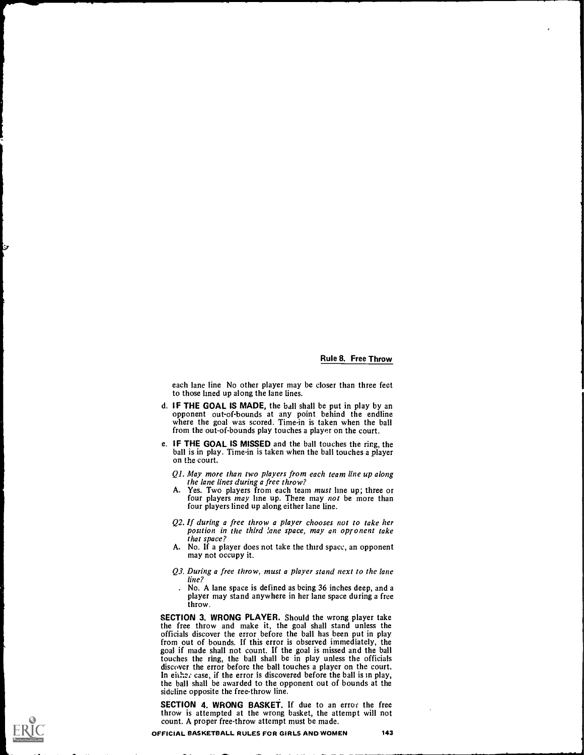each lane line No other player may be closer than three feet to those lined up along the lane lines.

d. **IF THE GOAL IS MADE,** the ball shall be put in play by an opponent out-of-bounds at any point behind the endline where the goal was scored. Time-in is taken when the ball from the out-of-bounds play touches a player on the court.

e. **IF THE GOAL IS MISSED** and the ball touches the ring, the ball is in play. Time-in is taken when the ball touches a player on the court.

*Q1. May more than two players from each team line up along the lane lines during a free throw?*

A. Yes. Two players from each team *must* line up; three or four players *may* line up. There may *not* be more than four players lined up along either lane line.

*Q2. If during a free throw a player chooses not to take her position in the third lane space, may an opponent take that space?*

A. No. If a player does not take the third space, an opponent may not occupy it.

*Q3. During a free throw, must a player stand next to the lane line?*

. No. A lane space is defined as being 36 inches deep, and a player may stand anywhere in her lane space during a free throw.

**SECTION 3. WRONG PLAYER.** Should the wrong player take the free throw and make it, the goal shall stand unless the officials discover the error before the ball has been put in play from out of bounds. If this error is observed immediately, the goal if made shall not count. If the goal is missed and the ball touches the ring, the ball shall be in play unless the officials discover the error before the ball touches a player on the court. In either case, if the error is discovered before the ball is in play, the ball shall be awarded to the opponent out of bounds at the sideline opposite the free-throw line.

**SECTION 4. WRONG BASKET.** If due to an error the free throw is attempted at the wrong basket, the attempt will not count. A proper free-throw attempt must be made.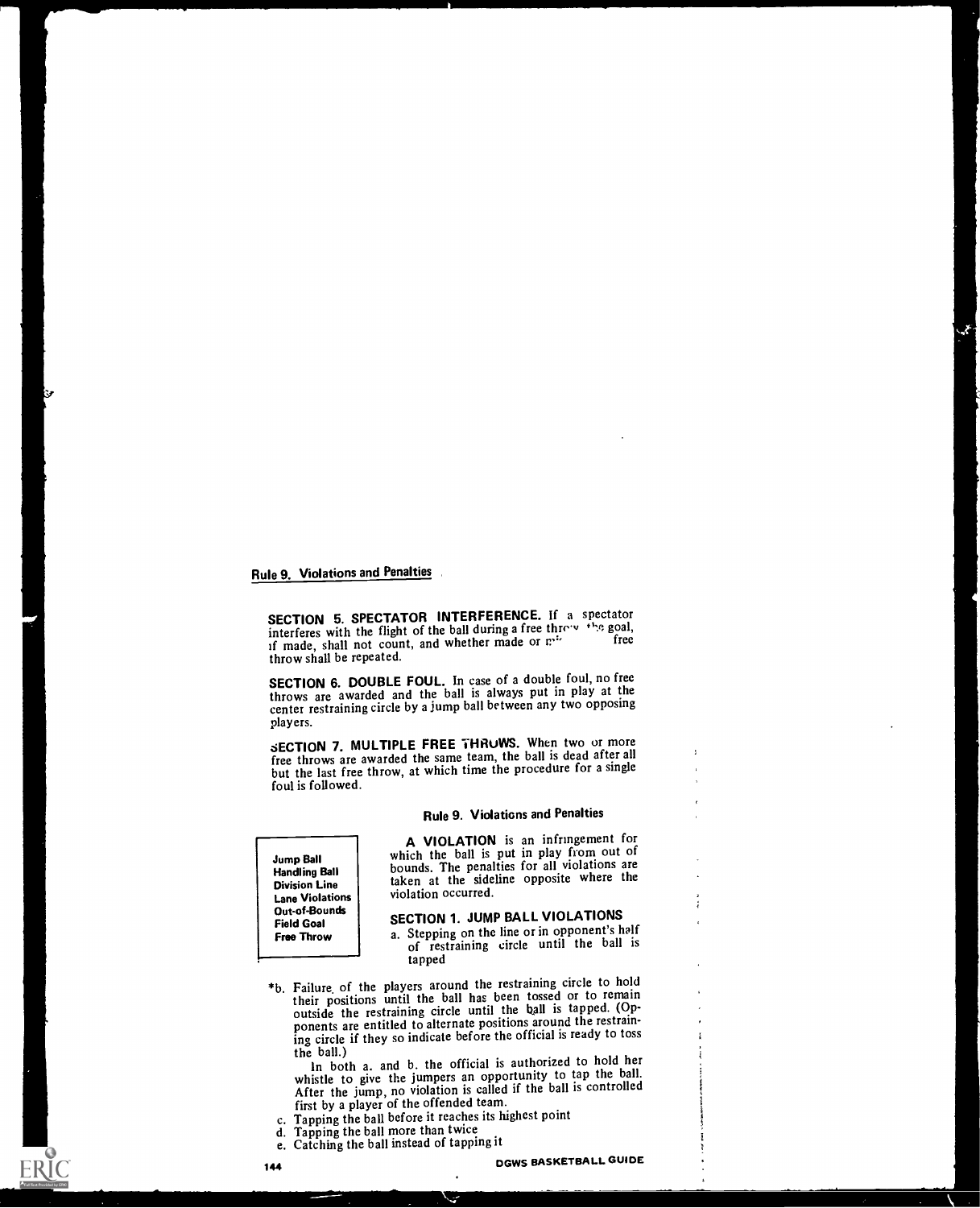## Rule 9. Violations and Penalties

**SECTION 5. SPECTATOR INTERFERENCE.** If a spectator interferes with the flight of the ball during a free throw the goal, if made, shall not count, and whether made or missed the free throw shall be repeated.

**SECTION 6. DOUBLE FOUL.** In case of a double foul, no free throws are awarded and the ball is always put in play at the center restraining circle by a jump ball between any two opposing players.

**SECTION 7. MULTIPLE FREE THROWS.** When two or more free throws are awarded the same team, the ball is dead after all but the last free throw, at which time the procedure for a single foul is followed.

## Rule 9. Violations and Penalties

**Jump Ball**
**Handling Ball**
**Division Line**
**Lane Violations**
**Out-of-Bounds**
**Field Goal**
**Free Throw**

**A VIOLATION** is an infringement for which the ball is put in play from out of bounds. The penalties for all violations are taken at the sideline opposite where the violation occurred.

### SECTION 1. JUMP BALL VIOLATIONS

a. Stepping on the line or in opponent's half of restraining circle until the ball is tapped

*b. Failure of the players around the restraining circle to hold their positions until the ball has been tossed or to remain outside the restraining circle until the ball is tapped. (Opponents are entitled to alternate positions around the restraining circle if they so indicate before the official is ready to toss the ball.)

In both a. and b. the official is authorized to hold her whistle to give the jumpers an opportunity to tap the ball. After the jump, no violation is called if the ball is controlled first by a player of the offended team.

c. Tapping the ball before it reaches its highest point
d. Tapping the ball more than twice
e. Catching the ball instead of tapping it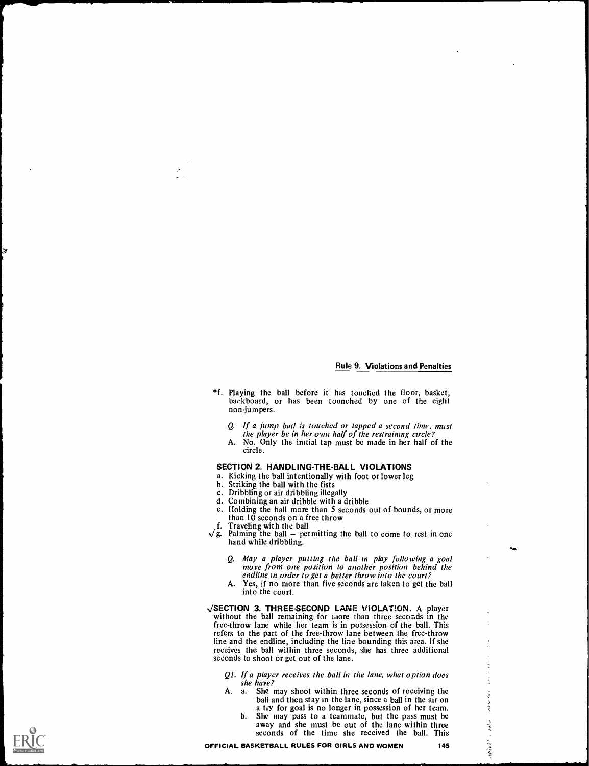*f. Playing the ball before it has touched the floor, basket, backboard, or has been tounched by one of the eight non-jumpers.

*Q. If a jump ball is touched or tapped a second time, must the player be in her own half of the restraining circle?*

A. No. Only the initial tap must be made in her half of the circle.

### SECTION 2. HANDLING-THE-BALL VIOLATIONS

a. Kicking the ball intentionally with foot or lower leg
b. Striking the ball with the fists
c. Dribbling or air dribbling illegally
d. Combining an air dribble with a dribble
e. Holding the ball more than 5 seconds out of bounds, or more than 10 seconds on a free throw
f. Traveling with the ball
√g. Palming the ball – permitting the ball to come to rest in one hand while dribbling.

*Q. May a player putting the ball in play following a goal move from one position to another position behind the endline in order to get a better throw into the court?*

A. Yes, if no more than five seconds are taken to get the ball into the court.

√**SECTION 3. THREE-SECOND LANE VIOLATION.** A player without the ball remaining for more than three seconds in the free-throw lane while her team is in possession of the ball. This refers to the part of the free-throw lane between the free-throw line and the endline, including the line bounding this area. If she receives the ball within three seconds, she has three additional seconds to shoot or get out of the lane.

*Q1. If a player receives the ball in the lane, what option does she have?*

A. a. She may shoot within three seconds of receiving the ball and then stay in the lane, since a ball in the air on a try for goal is no longer in possession of her team.

b. She may pass to a teammate, but the pass must be away and she must be out of the lane within three seconds of the time she received the ball. This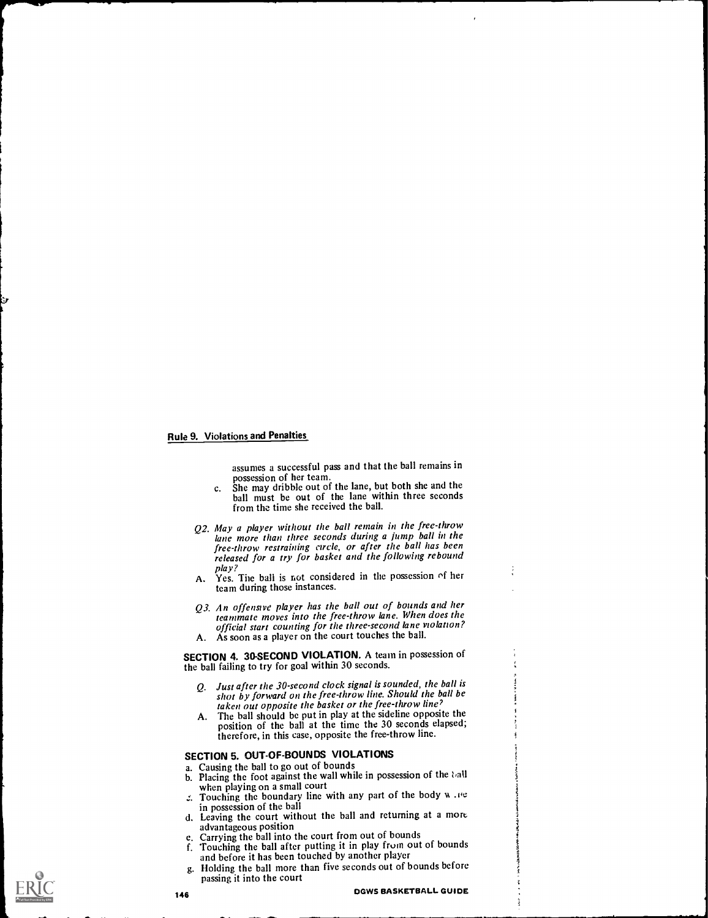## Rule 9. Violations and Penalties

assumes a successful pass and that the ball remains in possession of her team.

c. She may dribble out of the lane, but both she and the ball must be out of the lane within three seconds from the time she received the ball.

*Q2. May a player without the ball remain in the free-throw lane more than three seconds during a jump ball in the free-throw restraining circle, or after the ball has been released for a try for basket and the following rebound play?*

A. Yes. The ball is not considered in the possession of her team during those instances.

*Q3. An offensive player has the ball out of bounds and her teammate moves into the free-throw lane. When does the official start counting for the three-second lane violation?*

A. As soon as a player on the court touches the ball.

**SECTION 4. 30-SECOND VIOLATION.** A team in possession of the ball failing to try for goal within 30 seconds.

*Q. Just after the 30-second clock signal is sounded, the ball is shot by forward on the free-throw line. Should the ball be taken out opposite the basket or the free-throw line?*

A. The ball should be put in play at the sideline opposite the position of the ball at the time the 30 seconds elapsed; therefore, in this case, opposite the free-throw line.

### SECTION 5. OUT-OF-BOUNDS VIOLATIONS

a. Causing the ball to go out of bounds
b. Placing the foot against the wall while in possession of the ball when playing on a small court
c. Touching the boundary line with any part of the body while in possession of the ball
d. Leaving the court without the ball and returning at a more advantageous position
e. Carrying the ball into the court from out of bounds
f. Touching the ball after putting it in play from out of bounds and before it has been touched by another player
g. Holding the ball more than five seconds out of bounds before passing it into the court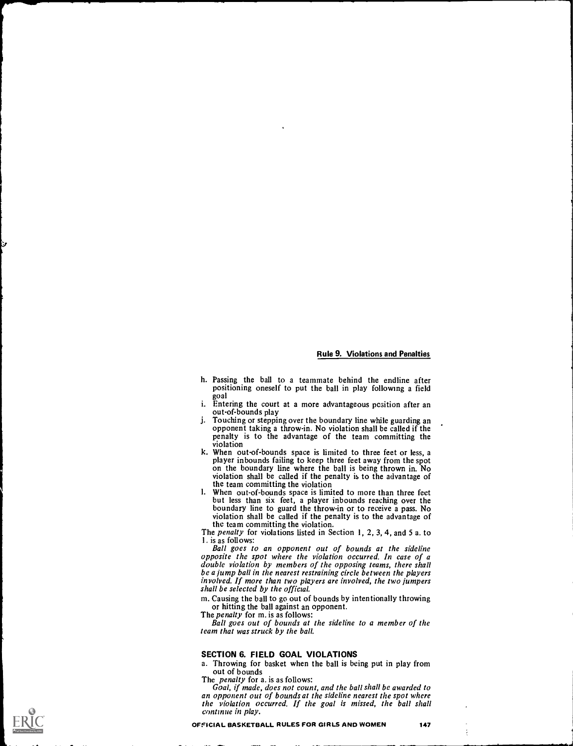h. Passing the ball to a teammate behind the endline after positioning oneself to put the ball in play following a field goal
i. Entering the court at a more advantageous position after an out-of-bounds play
j. Touching or stepping over the boundary line while guarding an opponent taking a throw-in. No violation shall be called if the penalty is to the advantage of the team committing the violation
k. When out-of-bounds space is limited to three feet or less, a player inbounds failing to keep three feet away from the spot on the boundary line where the ball is being thrown in. No violation shall be called if the penalty is to the advantage of the team committing the violation
l. When out-of-bounds space is limited to more than three feet but less than six feet, a player inbounds reaching over the boundary line to guard the throw-in or to receive a pass. No violation shall be called if the penalty is to the advantage of the team committing the violation.

The *penalty* for violations listed in Section 1, 2, 3, 4, and 5 a. to l. is as follows:

*Ball goes to an opponent out of bounds at the sideline opposite the spot where the violation occurred. In case of a double violation by members of the opposing teams, there shall be a jump ball in the nearest restraining circle between the players involved. If more than two players are involved, the two jumpers shall be selected by the official.*

m. Causing the ball to go out of bounds by intentionally throwing or hitting the ball against an opponent.

The *penalty* for m. is as follows:

*Ball goes out of bounds at the sideline to a member of the team that was struck by the ball.*

### SECTION 6. FIELD GOAL VIOLATIONS

a. Throwing for basket when the ball is being put in play from out of bounds

The *penalty* for a. is as follows:

*Goal, if made, does not count, and the ball shall be awarded to an opponent out of bounds at the sideline nearest the spot where the violation occurred. If the goal is missed, the ball shall continue in play.*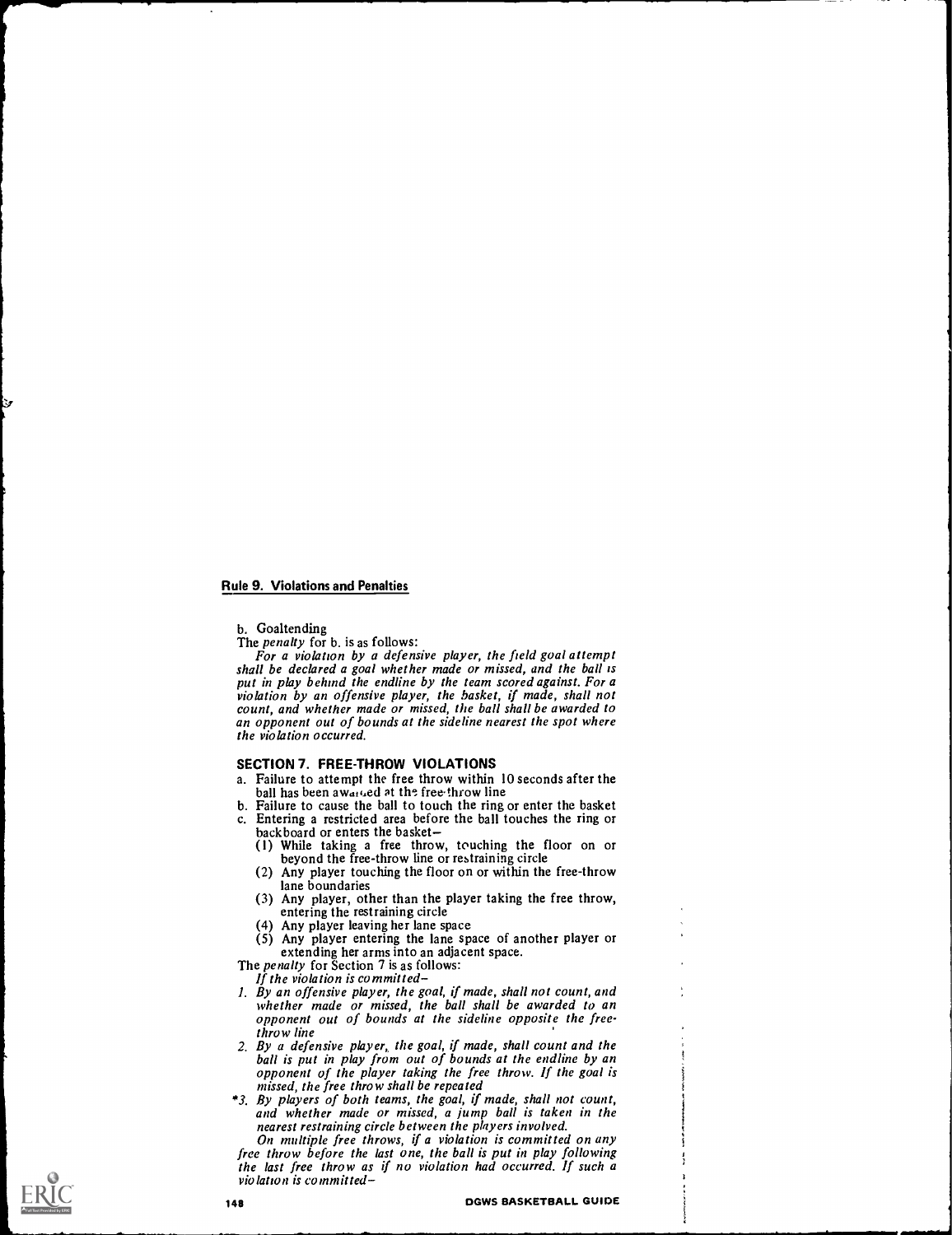## Rule 9. Violations and Penalties

b. Goaltending

The *penalty* for b. is as follows:

*For a violation by a defensive player, the field goal attempt shall be declared a goal whether made or missed, and the ball is put in play behind the endline by the team scored against. For a violation by an offensive player, the basket, if made, shall not count, and whether made or missed, the ball shall be awarded to an opponent out of bounds at the sideline nearest the spot where the violation occurred.*

### SECTION 7. FREE-THROW VIOLATIONS

a. Failure to attempt the free throw within 10 seconds after the ball has been awarded at the free-throw line
b. Failure to cause the ball to touch the ring or enter the basket
c. Entering a restricted area before the ball touches the ring or backboard or enters the basket–
   (1) While taking a free throw, touching the floor on or beyond the free-throw line or restraining circle
   (2) Any player touching the floor on or within the free-throw lane boundaries
   (3) Any player, other than the player taking the free throw, entering the restraining circle
   (4) Any player leaving her lane space
   (5) Any player entering the lane space of another player or extending her arms into an adjacent space.

The *penalty* for Section 7 is as follows:

*If the violation is committed–*

*1. By an offensive player, the goal, if made, shall not count, and whether made or missed, the ball shall be awarded to an opponent out of bounds at the sideline opposite the free-throw line*

*2. By a defensive player, the goal, if made, shall count and the ball is put in play from out of bounds at the endline by an opponent of the player taking the free throw. If the goal is missed, the free throw shall be repeated*

*\*3. By players of both teams, the goal, if made, shall not count, and whether made or missed, a jump ball is taken in the nearest restraining circle between the players involved.*

*On multiple free throws, if a violation is committed on any free throw before the last one, the ball is put in play following the last free throw as if no violation had occurred. If such a violation is committed–*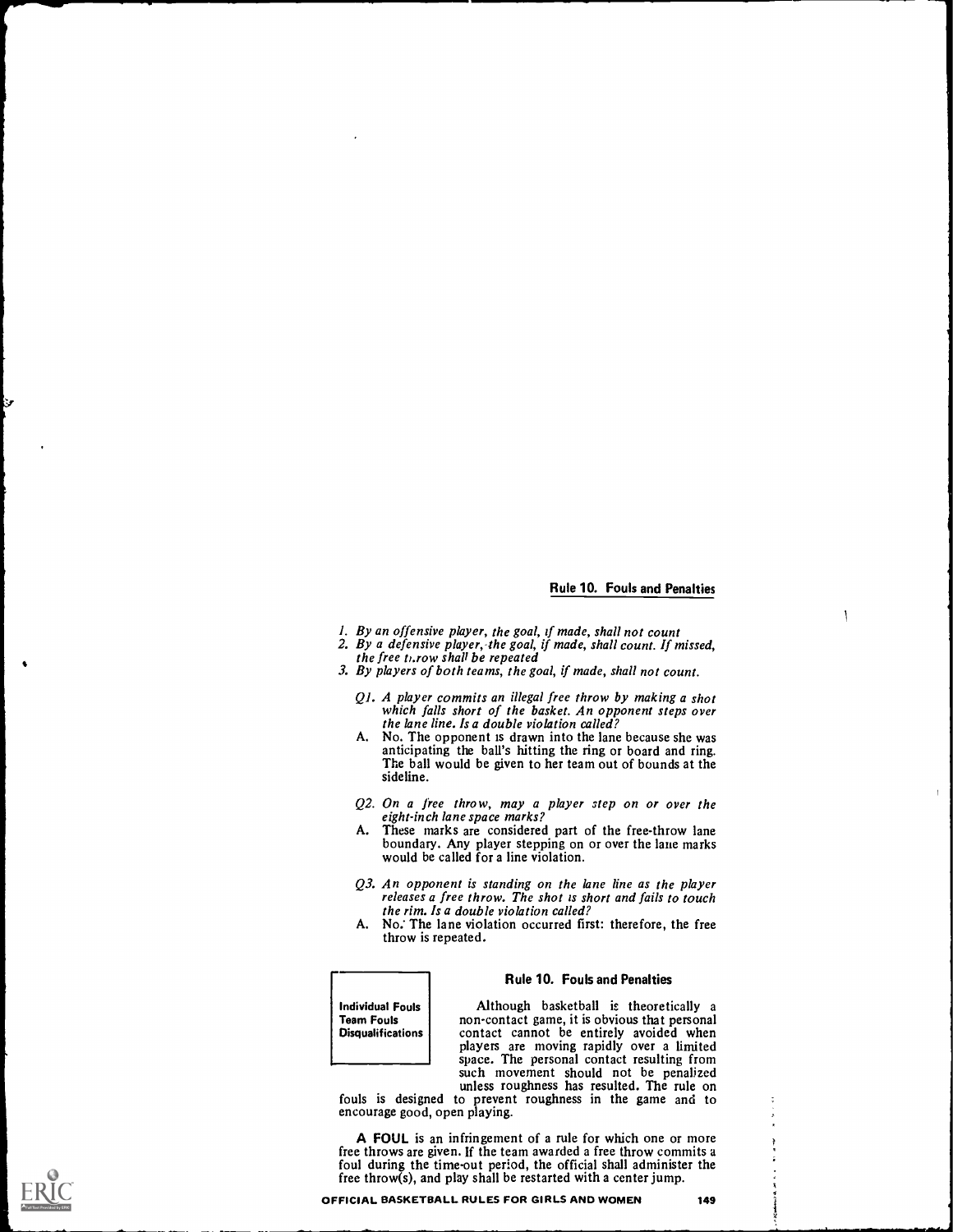## Rule 10. Fouls and Penalties

1. *By an offensive player, the goal, if made, shall not count*
2. *By a defensive player, the goal, if made, shall count. If missed, the free throw shall be repeated*
3. *By players of both teams, the goal, if made, shall not count.*

*Q1. A player commits an illegal free throw by making a shot which falls short of the basket. An opponent steps over the lane line. Is a double violation called?*

A. No. The opponent is drawn into the lane because she was anticipating the ball's hitting the ring or board and ring. The ball would be given to her team out of bounds at the sideline.

*Q2. On a free throw, may a player step on or over the eight-inch lane space marks?*

A. These marks are considered part of the free-throw lane boundary. Any player stepping on or over the lane marks would be called for a line violation.

*Q3. An opponent is standing on the lane line as the player releases a free throw. The shot is short and fails to touch the rim. Is a double violation called?*

A. No. The lane violation occurred first: therefore, the free throw is repeated.

## Rule 10. Fouls and Penalties

**Individual Fouls**
**Team Fouls**
**Disqualifications**

Although basketball is theoretically a non-contact game, it is obvious that personal contact cannot be entirely avoided when players are moving rapidly over a limited space. The personal contact resulting from such movement should not be penalized unless roughness has resulted. The rule on fouls is designed to prevent roughness in the game and to encourage good, open playing.

**A FOUL** is an infringement of a rule for which one or more free throws are given. If the team awarded a free throw commits a foul during the time-out period, the official shall administer the free throw(s), and play shall be restarted with a center jump.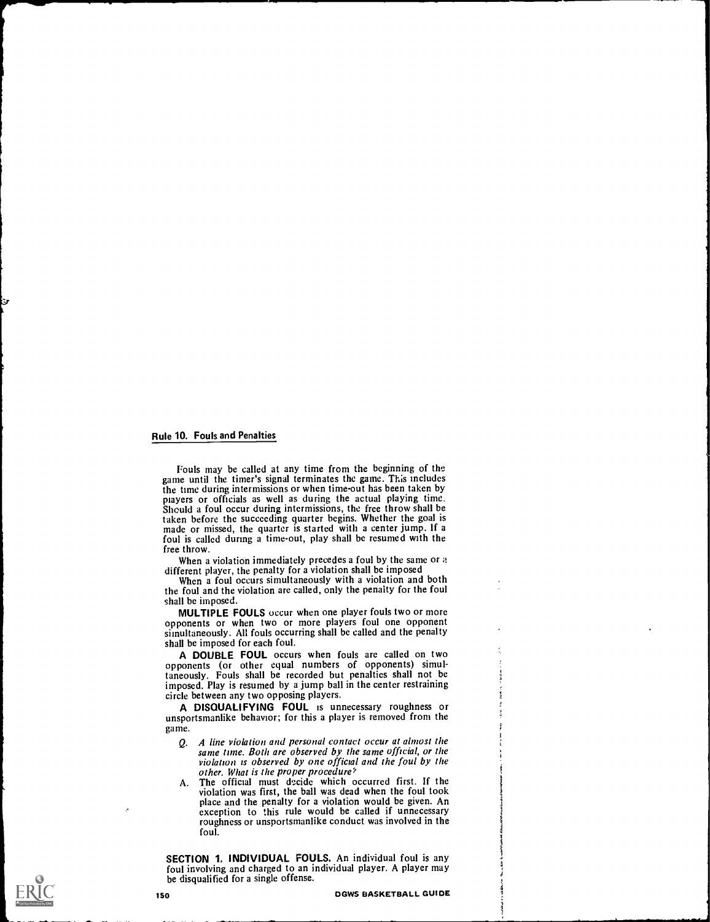## Rule 10. Fouls and Penalties

Fouls may be called at any time from the beginning of the game until the timer's signal terminates the game. This includes the time during intermissions or when time-out has been taken by players or officials as well as during the actual playing time. Should a foul occur during intermissions, the free throw shall be taken before the succeeding quarter begins. Whether the goal is made or missed, the quarter is started with a center jump. If a foul is called during a time-out, play shall be resumed with the free throw.

When a violation immediately precedes a foul by the same or a different player, the penalty for a violation shall be imposed

When a foul occurs simultaneously with a violation and both the foul and the violation are called, only the penalty for the foul shall be imposed.

**MULTIPLE FOULS** occur when one player fouls two or more opponents or when two or more players foul one opponent simultaneously. All fouls occurring shall be called and the penalty shall be imposed for each foul.

**A DOUBLE FOUL** occurs when fouls are called on two opponents (or other equal numbers of opponents) simultaneously. Fouls shall be recorded but penalties shall not be imposed. Play is resumed by a jump ball in the center restraining circle between any two opposing players.

**A DISQUALIFYING FOUL** is unnecessary roughness or unsportsmanlike behavior; for this a player is removed from the game.

Q. *A line violation and personal contact occur at almost the same time. Both are observed by the same official, or the violation is observed by one official and the foul by the other. What is the proper procedure?*

A. The official must decide which occurred first. If the violation was first, the ball was dead when the foul took place and the penalty for a violation would be given. An exception to this rule would be called if unnecessary roughness or unsportsmanlike conduct was involved in the foul.

**SECTION 1. INDIVIDUAL FOULS.** An individual foul is any foul involving and charged to an individual player. A player may be disqualified for a single offense.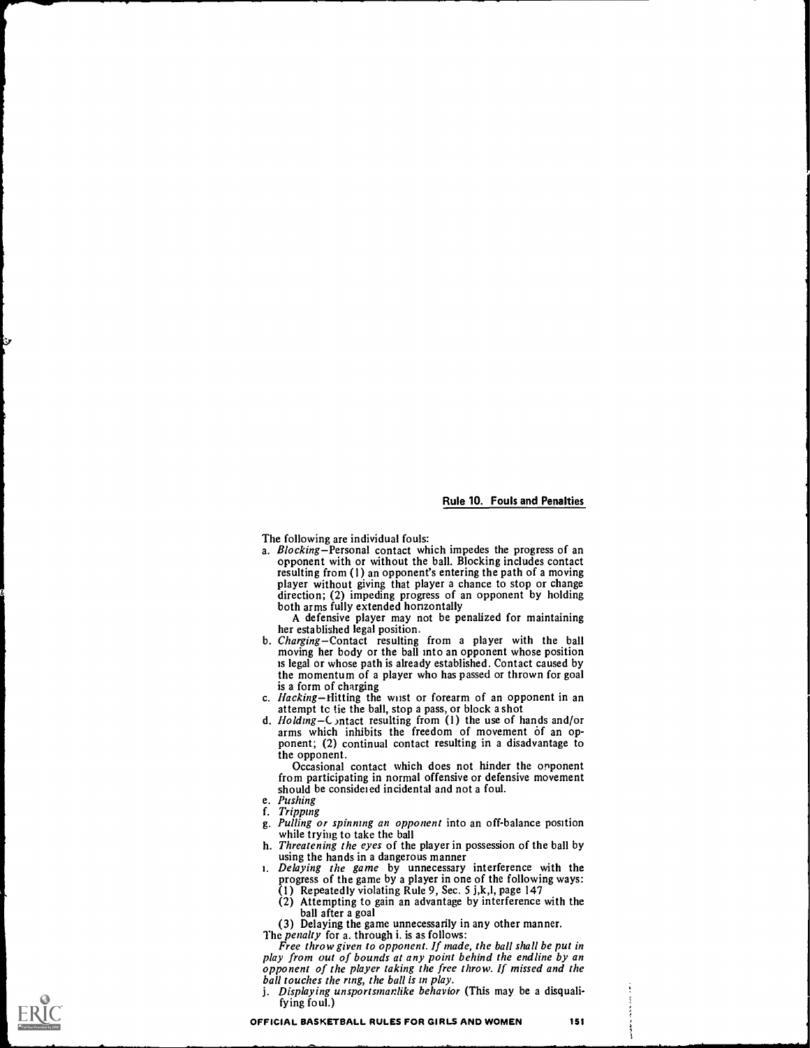The following are individual fouls:

a. *Blocking*—Personal contact which impedes the progress of an opponent with or without the ball. Blocking includes contact resulting from (1) an opponent's entering the path of a moving player without giving that player a chance to stop or change direction; (2) impeding progress of an opponent by holding both arms fully extended horizontally

   A defensive player may not be penalized for maintaining her established legal position.

b. *Charging*—Contact resulting from a player with the ball moving her body or the ball into an opponent whose position is legal or whose path is already established. Contact caused by the momentum of a player who has passed or thrown for goal is a form of charging

c. *Hacking*—Hitting the wrist or forearm of an opponent in an attempt to tie the ball, stop a pass, or block a shot

d. *Holding*—Contact resulting from (1) the use of hands and/or arms which inhibits the freedom of movement of an opponent; (2) continual contact resulting in a disadvantage to the opponent.

   Occasional contact which does not hinder the opponent from participating in normal offensive or defensive movement should be considered incidental and not a foul.

e. *Pushing*

f. *Tripping*

g. *Pulling or spinning an opponent* into an off-balance position while trying to take the ball

h. *Threatening the eyes* of the player in possession of the ball by using the hands in a dangerous manner

i. *Delaying the game* by unnecessary interference with the progress of the game by a player in one of the following ways:
   (1) Repeatedly violating Rule 9, Sec. 5 j,k,l, page 147
   (2) Attempting to gain an advantage by interference with the ball after a goal
   (3) Delaying the game unnecessarily in any other manner.

The *penalty* for a. through i. is as follows:

*Free throw given to opponent. If made, the ball shall be put in play from out of bounds at any point behind the endline by an opponent of the player taking the free throw. If missed and the ball touches the ring, the ball is in play.*

j. *Displaying unsportsmanlike behavior* (This may be a disqualifying foul.)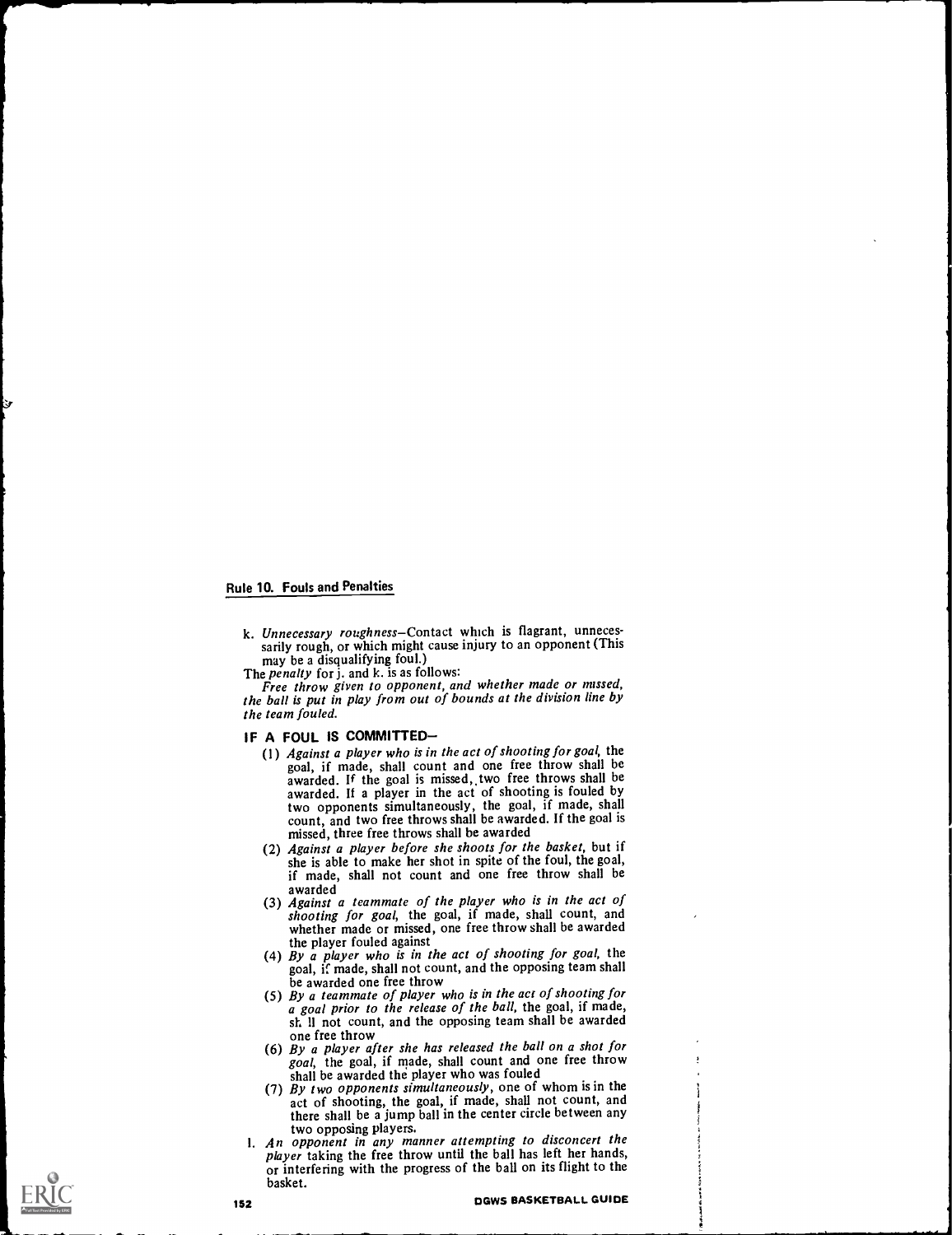## Rule 10. Fouls and Penalties

k. *Unnecessary roughness*—Contact which is flagrant, unnecessarily rough, or which might cause injury to an opponent (This may be a disqualifying foul.)

The *penalty* for j. and k. is as follows:

*Free throw given to opponent, and whether made or missed, the ball is put in play from out of bounds at the division line by the team fouled.*

### IF A FOUL IS COMMITTED—

(1) *Against a player who is in the act of shooting for goal,* the goal, if made, shall count and one free throw shall be awarded. If the goal is missed, two free throws shall be awarded. If a player in the act of shooting is fouled by two opponents simultaneously, the goal, if made, shall count, and two free throws shall be awarded. If the goal is missed, three free throws shall be awarded

(2) *Against a player before she shoots for the basket,* but if she is able to make her shot in spite of the foul, the goal, if made, shall not count and one free throw shall be awarded

(3) *Against a teammate of the player who is in the act of shooting for goal,* the goal, if made, shall count, and whether made or missed, one free throw shall be awarded the player fouled against

(4) *By a player who is in the act of shooting for goal,* the goal, if made, shall not count, and the opposing team shall be awarded one free throw

(5) *By a teammate of player who is in the act of shooting for a goal prior to the release of the ball,* the goal, if made, shall not count, and the opposing team shall be awarded one free throw

(6) *By a player after she has released the ball on a shot for goal,* the goal, if made, shall count and one free throw shall be awarded the player who was fouled

(7) *By two opponents simultaneously,* one of whom is in the act of shooting, the goal, if made, shall not count, and there shall be a jump ball in the center circle between any two opposing players.

l. *An opponent in any manner attempting to disconcert the player* taking the free throw until the ball has left her hands, or interfering with the progress of the ball on its flight to the basket.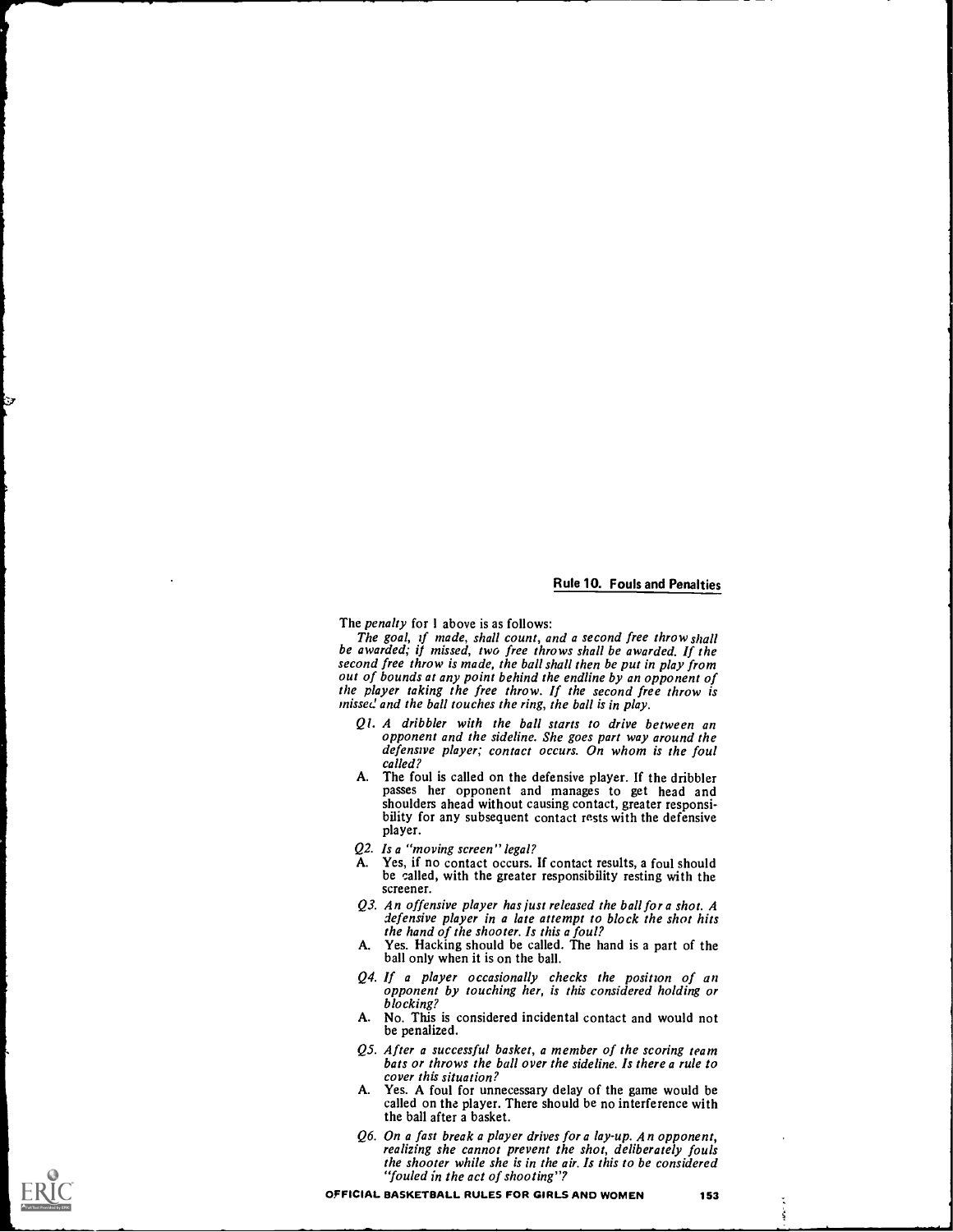The *penalty* for 1 above is as follows:

*The goal, if made, shall count, and a second free throw shall be awarded; if missed, two free throws shall be awarded. If the second free throw is made, the ball shall then be put in play from out of bounds at any point behind the endline by an opponent of the player taking the free throw. If the second free throw is missed and the ball touches the ring, the ball is in play.*

*Q1. A dribbler with the ball starts to drive between an opponent and the sideline. She goes part way around the defensive player; contact occurs. On whom is the foul called?*

A. The foul is called on the defensive player. If the dribbler passes her opponent and manages to get head and shoulders ahead without causing contact, greater responsibility for any subsequent contact rests with the defensive player.

*Q2. Is a "moving screen" legal?*

A. Yes, if no contact occurs. If contact results, a foul should be called, with the greater responsibility resting with the screener.

*Q3. An offensive player has just released the ball for a shot. A defensive player in a late attempt to block the shot hits the hand of the shooter. Is this a foul?*

A. Yes. Hacking should be called. The hand is a part of the ball only when it is on the ball.

*Q4. If a player occasionally checks the position of an opponent by touching her, is this considered holding or blocking?*

A. No. This is considered incidental contact and would not be penalized.

*Q5. After a successful basket, a member of the scoring team bats or throws the ball over the sideline. Is there a rule to cover this situation?*

A. Yes. A foul for unnecessary delay of the game would be called on the player. There should be no interference with the ball after a basket.

*Q6. On a fast break a player drives for a lay-up. An opponent, realizing she cannot prevent the shot, deliberately fouls the shooter while she is in the air. Is this to be considered "fouled in the act of shooting"?*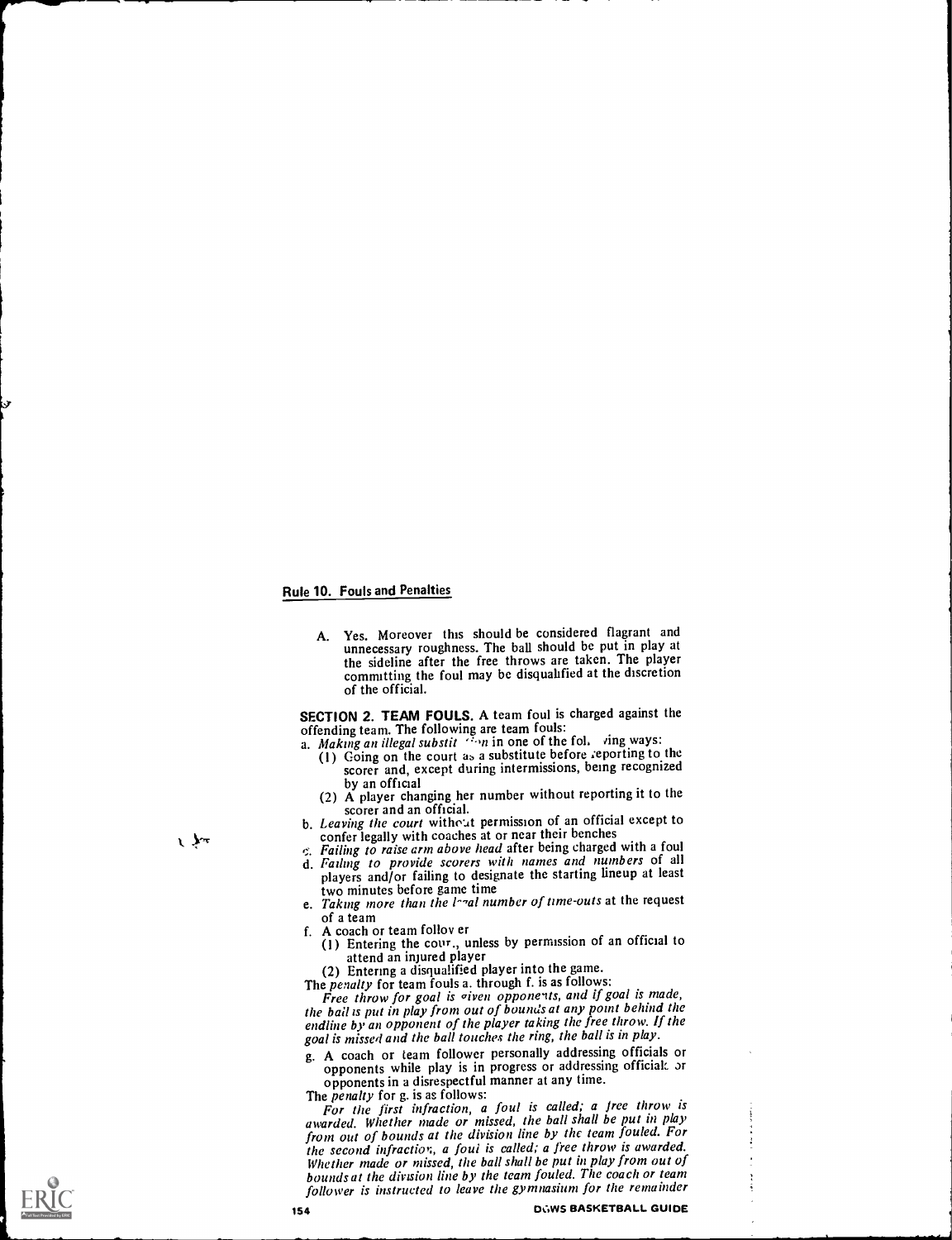## Rule 10. Fouls and Penalties

A. Yes. Moreover this should be considered flagrant and unnecessary roughness. The ball should be put in play at the sideline after the free throws are taken. The player committing the foul may be disqualified at the discretion of the official.

**SECTION 2. TEAM FOULS.** A team foul is charged against the offending team. The following are team fouls:

a. *Making an illegal substitution* in one of the following ways:
   (1) Going on the court as a substitute before reporting to the scorer and, except during intermissions, being recognized by an official
   (2) A player changing her number without reporting it to the scorer and an official.

b. *Leaving the court* without permission of an official except to confer legally with coaches at or near their benches

c. *Failing to raise arm above head* after being charged with a foul

d. *Failing to provide scorers with names and numbers* of all players and/or failing to designate the starting lineup at least two minutes before game time

e. *Taking more than the legal number of time-outs* at the request of a team

f. A coach or team follower
   (1) Entering the court, unless by permission of an official to attend an injured player
   (2) Entering a disqualified player into the game.

The *penalty* for team fouls a. through f. is as follows:

*Free throw for goal is given opponents, and if goal is made, the ball is put in play from out of bounds at any point behind the endline by an opponent of the player taking the free throw. If the goal is missed and the ball touches the ring, the ball is in play.*

g. A coach or team follower personally addressing officials or opponents while play is in progress or addressing officials or opponents in a disrespectful manner at any time.

The *penalty* for g. is as follows:

*For the first infraction, a foul is called; a free throw is awarded. Whether made or missed, the ball shall be put in play from out of bounds at the division line by the team fouled. For the second infraction, a foul is called; a free throw is awarded. Whether made or missed, the ball shall be put in play from out of bounds at the division line by the team fouled. The coach or team follower is instructed to leave the gymnasium for the remainder*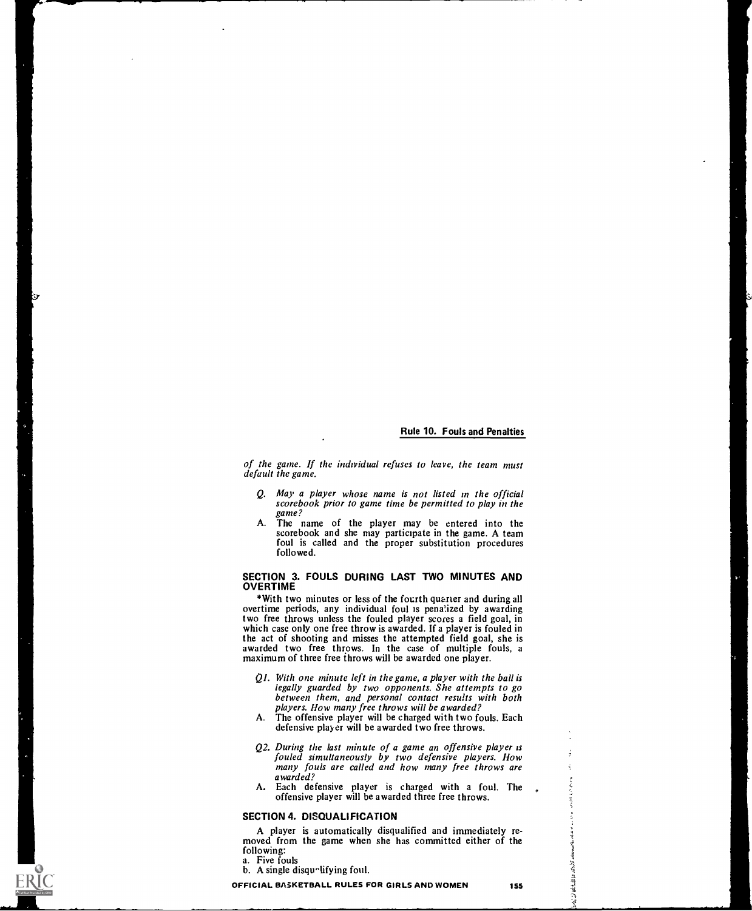*of the game. If the individual refuses to leave, the team must default the game.*

- *Q. May a player whose name is not listed in the official scorebook prior to game time be permitted to play in the game?*
- A. The name of the player may be entered into the scorebook and she may participate in the game. A team foul is called and the proper substitution procedures followed.

### SECTION 3. FOULS DURING LAST TWO MINUTES AND OVERTIME

*With two minutes or less of the fourth quarter and during all overtime periods, any individual foul is penalized by awarding two free throws unless the fouled player scores a field goal, in which case only one free throw is awarded. If a player is fouled in the act of shooting and misses the attempted field goal, she is awarded two free throws. In the case of multiple fouls, a maximum of three free throws will be awarded one player.

- *Q1. With one minute left in the game, a player with the ball is legally guarded by two opponents. She attempts to go between them, and personal contact results with both players. How many free throws will be awarded?*
- A. The offensive player will be charged with two fouls. Each defensive player will be awarded two free throws.

- *Q2. During the last minute of a game an offensive player is fouled simultaneously by two defensive players. How many fouls are called and how many free throws are awarded?*
- A. Each defensive player is charged with a foul. The offensive player will be awarded three free throws.

### SECTION 4. DISQUALIFICATION

A player is automatically disqualified and immediately removed from the game when she has committed either of the following:

a. Five fouls
b. A single disqualifying foul.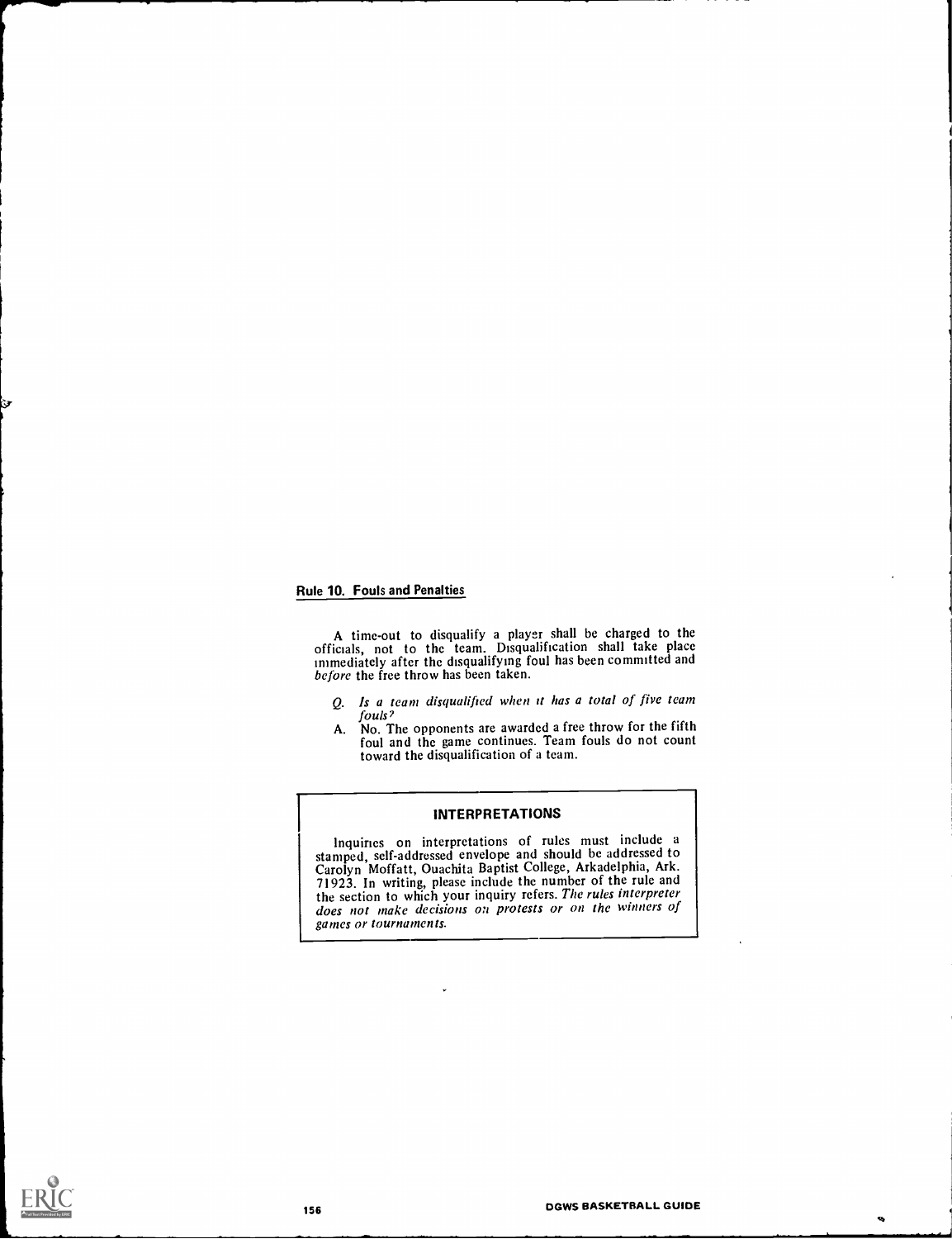## Rule 10. Fouls and Penalties

A time-out to disqualify a player shall be charged to the officials, not to the team. Disqualification shall take place immediately after the disqualifying foul has been committed and *before* the free throw has been taken.

*Q. Is a team disqualified when it has a total of five team fouls?*

A. No. The opponents are awarded a free throw for the fifth foul and the game continues. Team fouls do not count toward the disqualification of a team.

### INTERPRETATIONS

Inquiries on interpretations of rules must include a stamped, self-addressed envelope and should be addressed to Carolyn Moffatt, Ouachita Baptist College, Arkadelphia, Ark. 71923. In writing, please include the number of the rule and the section to which your inquiry refers. *The rules interpreter does not make decisions on protests or on the winners of games or tournaments.*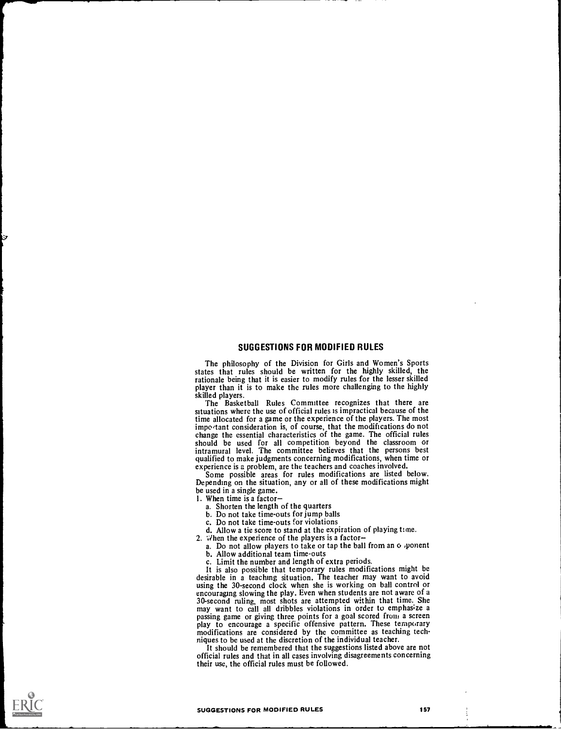## SUGGESTIONS FOR MODIFIED RULES

The philosophy of the Division for Girls and Women's Sports states that rules should be written for the highly skilled, the rationale being that it is easier to modify rules for the lesser skilled player than it is to make the rules more challenging to the highly skilled players.

The Basketball Rules Committee recognizes that there are situations where the use of official rules is impractical because of the time allocated for a game or the experience of the players. The most important consideration is, of course, that the modifications do not change the essential characteristics of the game. The official rules should be used for all competition beyond the classroom or intramural level. The committee believes that the persons best qualified to make judgments concerning modifications, when time or experience is a problem, are the teachers and coaches involved.

Some possible areas for rules modifications are listed below. Depending on the situation, any or all of these modifications might be used in a single game.

1. When time is a factor—
   a. Shorten the length of the quarters
   b. Do not take time-outs for jump balls
   c. Do not take time-outs for violations
   d. Allow a tie score to stand at the expiration of playing time.
2. When the experience of the players is a factor—
   a. Do not allow players to take or tap the ball from an opponent
   b. Allow additional team time-outs
   c. Limit the number and length of extra periods.

It is also possible that temporary rules modifications might be desirable in a teaching situation. The teacher may want to avoid using the 30-second clock when she is working on ball control or encouraging slowing the play. Even when students are not aware of a 30-second ruling, most shots are attempted within that time. She may want to call all dribbles violations in order to emphasize a passing game or giving three points for a goal scored from a screen play to encourage a specific offensive pattern. These temporary modifications are considered by the committee as teaching techniques to be used at the discretion of the individual teacher.

It should be remembered that the suggestions listed above are not official rules and that in all cases involving disagreements concerning their use, the official rules must be followed.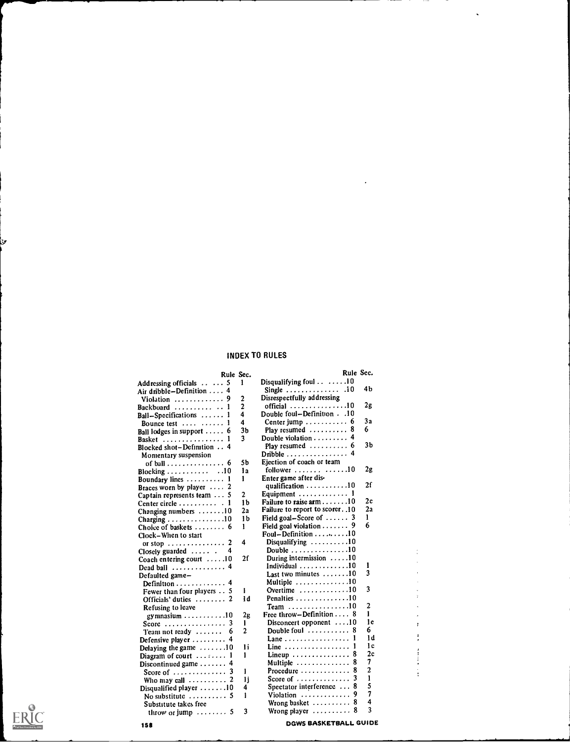## INDEX TO RULES

| | Rule | Sec. |
|---|---|---|
| Addressing officials | 5 | 1 |
| Air dribble–Definition | 4 | |
| Violation | 9 | 2 |
| Backboard | 1 | 2 |
| Ball–Specifications | 1 | 4 |
| Bounce test | 1 | 4 |
| Ball lodges in support | 6 | 3b |
| Basket | 1 | 3 |
| Blocked shot–Definition | 4 | |
| Momentary suspension of ball | 6 | 5b |
| Blocking | 10 | 1a |
| Boundary lines | 1 | 1 |
| Braces worn by player | 2 | |
| Captain represents team | 5 | 2 |
| Center circle | 1 | 1b |
| Changing numbers | 10 | 2a |
| Charging | 10 | 1b |
| Choice of baskets | 6 | 1 |
| Clock–When to start or stop | 2 | 4 |
| Closely guarded | 4 | |
| Coach entering court | 10 | 2f |
| Dead ball | 4 | |
| Defaulted game– | | |
| Definition | 4 | |
| Fewer than four players | 5 | 1 |
| Officials' duties | 2 | 1d |
| Refusing to leave gymnasium | 10 | 2g |
| Score | 3 | 1 |
| Team not ready | 6 | 2 |
| Defensive player | 4 | |
| Delaying the game | 10 | 1i |
| Diagram of court | 1 | 1 |
| Discontinued game | 4 | |
| Score of | 3 | 1 |
| Who may call | 2 | 1j |
| Disqualified player | 10 | 4 |
| No substitute | 5 | 1 |
| Substitute takes free throw or jump | 5 | 3 |
| Disqualifying foul | 10 | |
| Single | 10 | 4b |
| Disrespectfully addressing official | 10 | 2g |
| Double foul–Definition | 10 | |
| Center jump | 6 | 3a |
| Play resumed | 8 | 6 |
| Double violation | 4 | |
| Play resumed | 6 | 3b |
| Dribble | 4 | |
| Ejection of coach or team follower | 10 | 2g |
| Enter game after disqualification | 10 | 2f |
| Equipment | 1 | |
| Failure to raise arm | 10 | 2c |
| Failure to report to scorer | 10 | 2a |
| Field goal–Score of | 3 | 1 |
| Field goal violation | 9 | 6 |
| Foul–Definition | 10 | |
| Disqualifying | 10 | |
| Double | 10 | |
| During intermission | 10 | |
| Individual | 10 | 1 |
| Last two minutes | 10 | 3 |
| Multiple | 10 | |
| Overtime | 10 | 3 |
| Penalties | 10 | |
| Team | 10 | 2 |
| Free throw–Definition | 8 | 1 |
| Disconcert opponent | 10 | 1e |
| Double foul | 8 | 6 |
| Lane | 1 | 1d |
| Line | 1 | 1c |
| Lineup | 8 | 2c |
| Multiple | 8 | 7 |
| Procedure | 8 | 2 |
| Score of | 3 | 1 |
| Spectator interference | 8 | 5 |
| Violation | 9 | 7 |
| Wrong basket | 8 | 4 |
| Wrong player | 8 | 3 |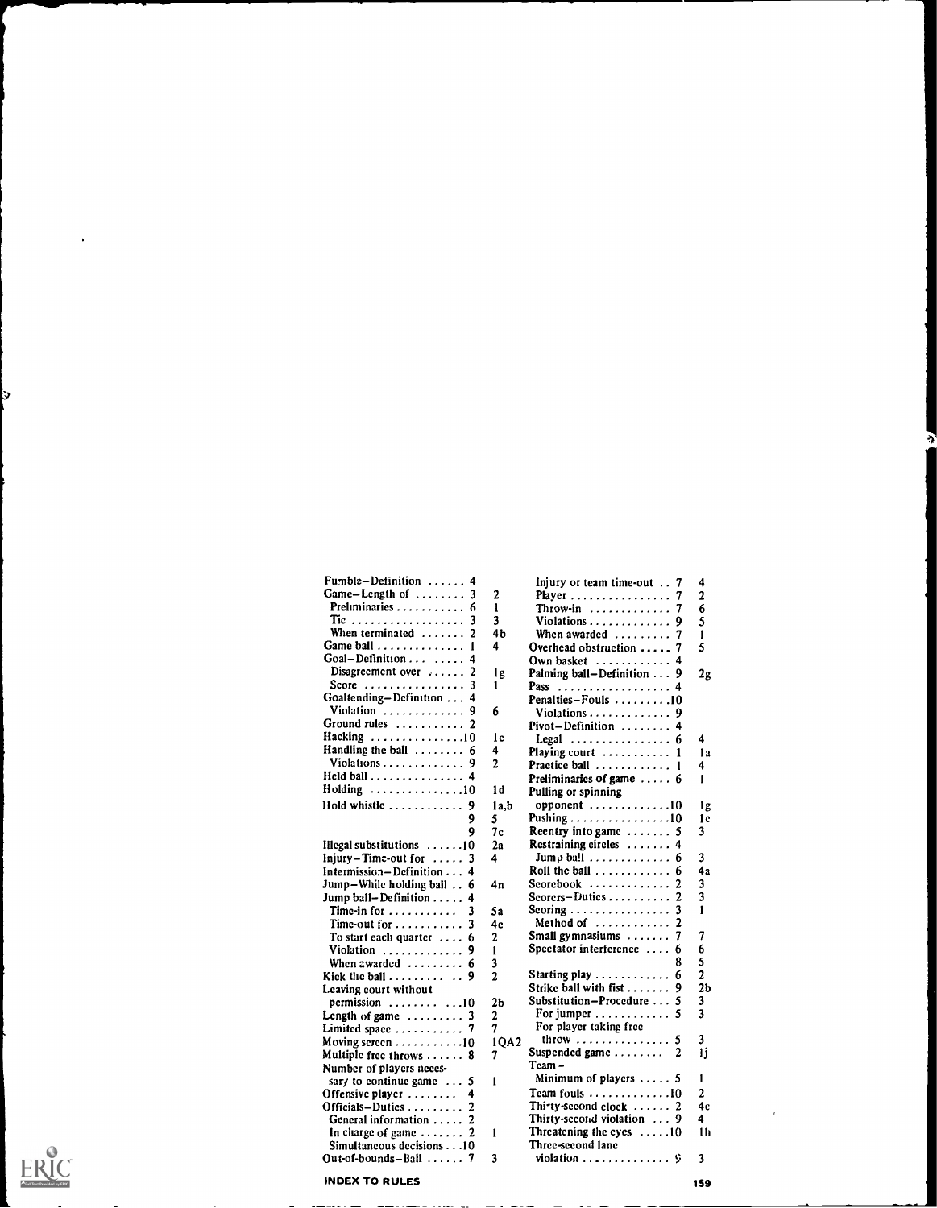| Entry | Rule | Section |
|---|---|---|
| Fumble–Definition | 4 | |
| Game–Length of | 3 | 2 |
| Preliminaries | 6 | 1 |
| Tie | 3 | 3 |
| When terminated | 2 | 4b |
| Game ball | 1 | 4 |
| Goal–Definition | 4 | |
| Disagreement over | 2 | 1g |
| Score | 3 | 1 |
| Goaltending–Definition | 4 | |
| Violation | 9 | 6 |
| Ground rules | 2 | |
| Hacking | 10 | 1c |
| Handling the ball | 6 | 4 |
| Violations | 9 | 2 |
| Held ball | 4 | |
| Holding | 10 | 1d |
| Hold whistle | 9 | 1a,b |
| | 9 | 5 |
| | 9 | 7c |
| Illegal substitutions | 10 | 2a |
| Injury–Time-out for | 3 | 4 |
| Intermission–Definition | 4 | |
| Jump–While holding ball | 6 | 4n |
| Jump ball–Definition | 4 | |
| Time-in for | 3 | 5a |
| Time-out for | 3 | 4c |
| To start each quarter | 6 | 2 |
| Violation | 9 | 1 |
| When awarded | 6 | 3 |
| Kick the ball | 9 | 2 |
| Leaving court without permission | 10 | 2b |
| Length of game | 3 | 2 |
| Limited space | 7 | 7 |
| Moving screen | 10 | 1QA2 |
| Multiple free throws | 8 | 7 |
| Number of players necessary to continue game | 5 | 1 |
| Offensive player | 4 | |
| Officials–Duties | 2 | |
| General information | 2 | |
| In charge of game | 2 | 1 |
| Simultaneous decisions | 10 | |
| Out-of-bounds–Ball | 7 | 3 |
| Injury or team time-out | 7 | 4 |
| Player | 7 | 2 |
| Throw-in | 7 | 6 |
| Violations | 9 | 5 |
| When awarded | 7 | 1 |
| Overhead obstruction | 7 | 5 |
| Own basket | 4 | |
| Palming ball–Definition | 9 | 2g |
| Pass | 4 | |
| Penalties–Fouls | 10 | |
| Violations | 9 | |
| Pivot–Definition | 4 | |
| Legal | 6 | 4 |
| Playing court | 1 | 1a |
| Practice ball | 1 | 4 |
| Preliminaries of game | 6 | 1 |
| Pulling or spinning opponent | 10 | 1g |
| Pushing | 10 | 1c |
| Reentry into game | 5 | 3 |
| Restraining circles | 4 | |
| Jump ball | 6 | 3 |
| Roll the ball | 6 | 4a |
| Scorebook | 2 | 3 |
| Scorers–Duties | 2 | 3 |
| Scoring | 3 | 1 |
| Method of | 2 | |
| Small gymnasiums | 7 | 7 |
| Spectator interference | 6 | 6 |
| | 8 | 5 |
| Starting play | 6 | 2 |
| Strike ball with fist | 9 | 2b |
| Substitution–Procedure | 5 | 3 |
| For jumper | 5 | 3 |
| For player taking free throw | 5 | 3 |
| Suspended game | 2 | 1j |
| Team – | | |
| Minimum of players | 5 | 1 |
| Team fouls | 10 | 2 |
| Thirty-second clock | 2 | 4c |
| Thirty-second violation | 9 | 4 |
| Threatening the eyes | 10 | 1h |
| Three-second lane violation | 9 | 3 |

INDEX TO RULES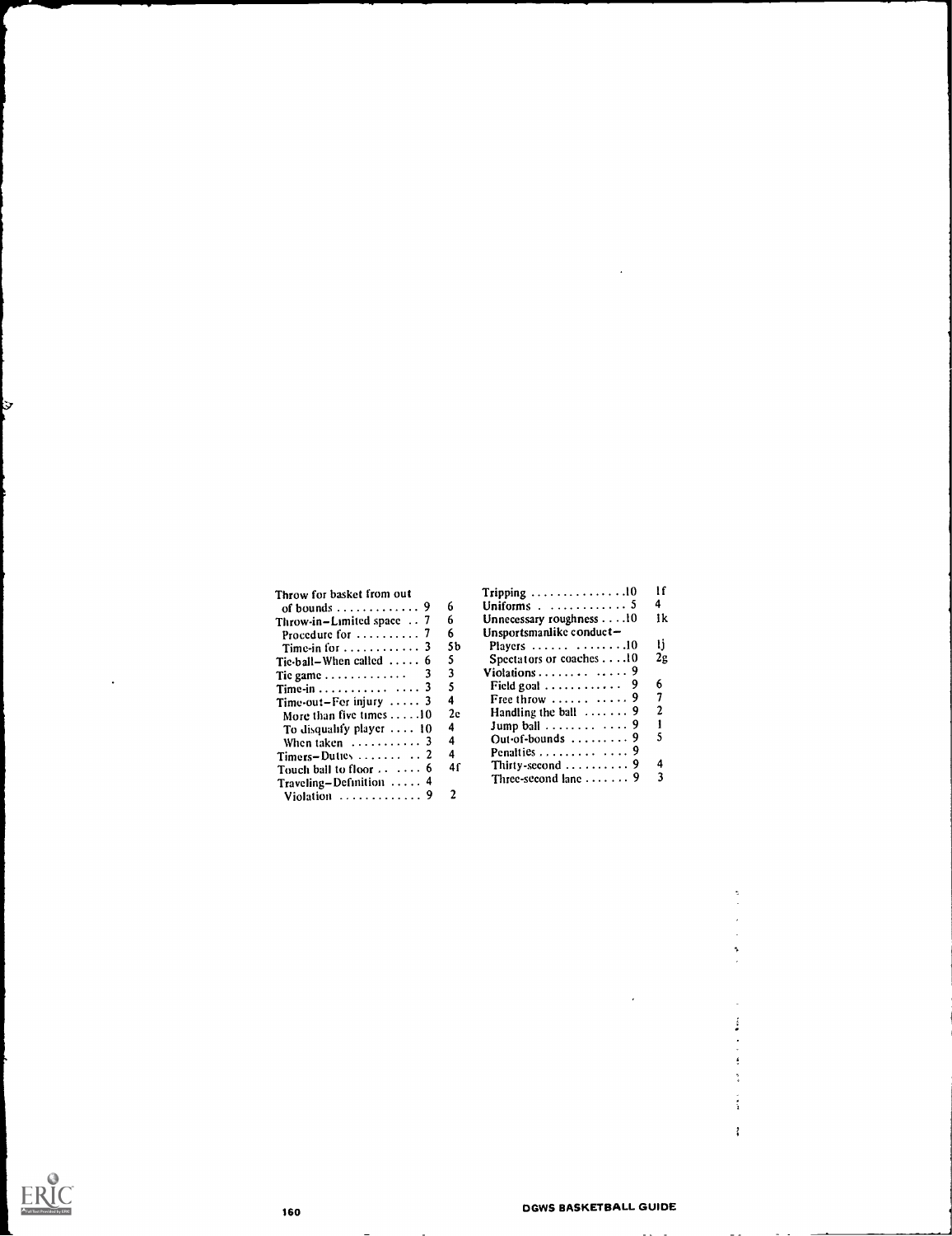| Entry | Rule | Section |
|---|---|---|
| Throw for basket from out of bounds | 9 | 6 |
| Throw-in–Limited space | 7 | 6 |
| Procedure for | 7 | 6 |
| Time-in for | 3 | 5b |
| Tie-ball–When called | 6 | 5 |
| Tie game | 3 | 3 |
| Time-in | 3 | 5 |
| Time-out–For injury | 3 | 4 |
| More than five times | 10 | 2e |
| To disqualify player | 10 | 4 |
| When taken | 3 | 4 |
| Timers–Duties | 2 | 4 |
| Touch ball to floor | 6 | 4f |
| Traveling–Definition | 4 | |
| Violation | 9 | 2 |
| Tripping | 10 | 1f |
| Uniforms | 5 | 4 |
| Unnecessary roughness | 10 | 1k |
| Unsportsmanlike conduct– | | |
| Players | 10 | 1j |
| Spectators or coaches | 10 | 2g |
| Violations | 9 | |
| Field goal | 9 | 6 |
| Free throw | 9 | 7 |
| Handling the ball | 9 | 2 |
| Jump ball | 9 | 1 |
| Out-of-bounds | 9 | 5 |
| Penalties | 9 | |
| Thirty-second | 9 | 4 |
| Three-second lane | 9 | 3 |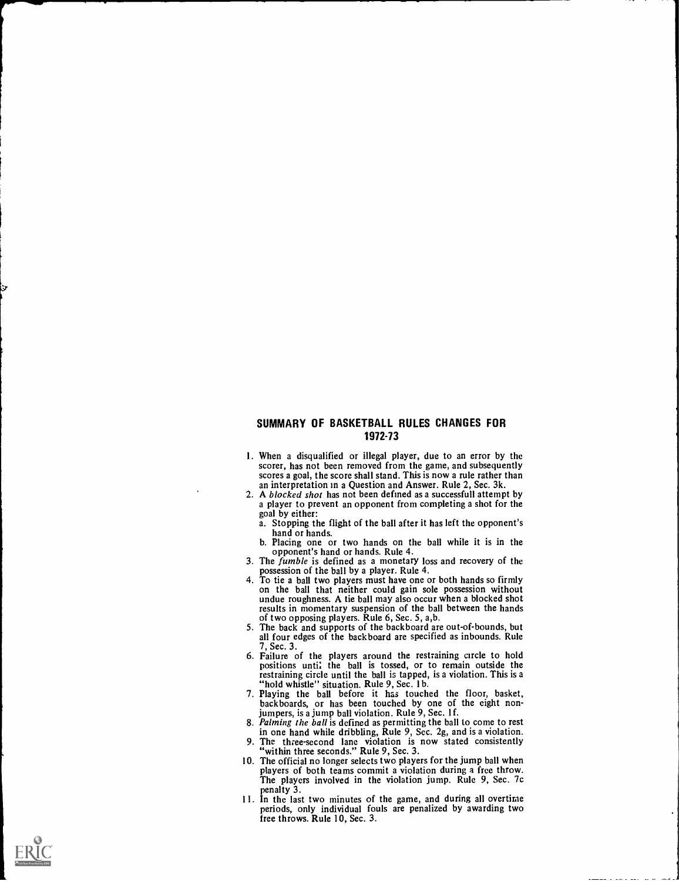## SUMMARY OF BASKETBALL RULES CHANGES FOR 1972-73

1. When a disqualified or illegal player, due to an error by the scorer, has not been removed from the game, and subsequently scores a goal, the score shall stand. This is now a rule rather than an interpretation in a Question and Answer. Rule 2, Sec. 3k.
2. A *blocked shot* has not been defined as a successfull attempt by a player to prevent an opponent from completing a shot for the goal by either:
   a. Stopping the flight of the ball after it has left the opponent's hand or hands.
   b. Placing one or two hands on the ball while it is in the opponent's hand or hands. Rule 4.
3. The *fumble* is defined as a monetary loss and recovery of the possession of the ball by a player. Rule 4.
4. To tie a ball two players must have one or both hands so firmly on the ball that neither could gain sole possession without undue roughness. A tie ball may also occur when a blocked shot results in momentary suspension of the ball between the hands of two opposing players. Rule 6, Sec. 5, a,b.
5. The back and supports of the backboard are out-of-bounds, but all four edges of the backboard are specified as inbounds. Rule 7, Sec. 3.
6. Failure of the players around the restraining circle to hold positions until the ball is tossed, or to remain outside the restraining circle until the ball is tapped, is a violation. This is a "hold whistle" situation. Rule 9, Sec. 1b.
7. Playing the ball before it has touched the floor, basket, backboards, or has been touched by one of the eight non-jumpers, is a jump ball violation. Rule 9, Sec. 1f.
8. *Palming the ball* is defined as permitting the ball to come to rest in one hand while dribbling, Rule 9, Sec. 2g, and is a violation.
9. The three-second lane violation is now stated consistently "within three seconds." Rule 9, Sec. 3.
10. The official no longer selects two players for the jump ball when players of both teams commit a violation during a free throw. The players involved in the violation jump. Rule 9, Sec. 7c penalty 3.
11. In the last two minutes of the game, and during all overtime periods, only individual fouls are penalized by awarding two free throws. Rule 10, Sec. 3.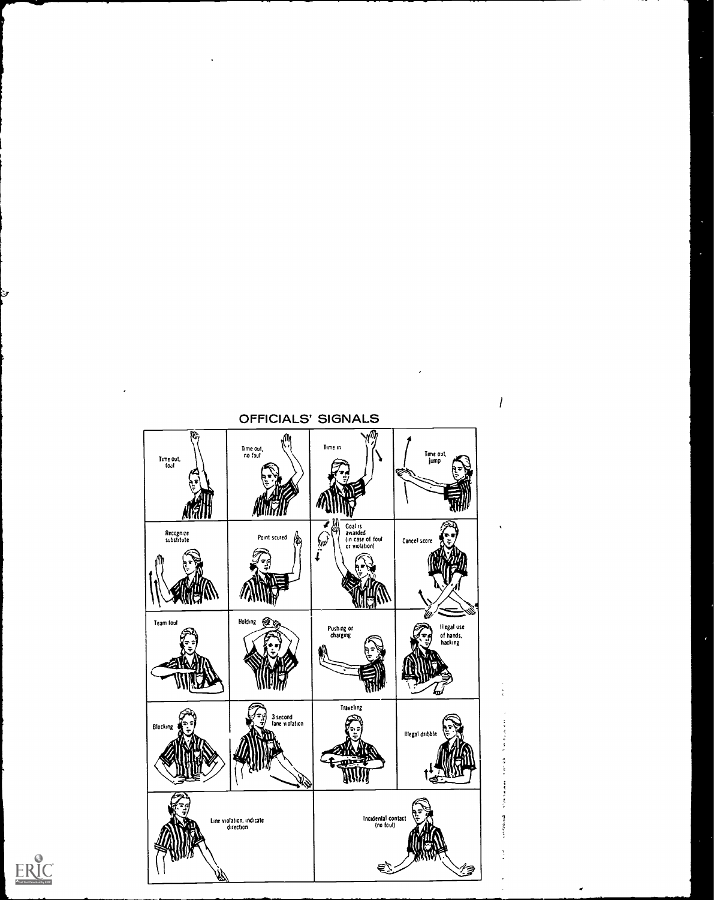## OFFICIALS' SIGNALS

Time out, foul

Time out, no foul

Time in

Time out, jump

Recognize substitute

Point scored

Goal is awarded (in case of foul or violation)

Cancel score

Team foul

Holding

Pushing or charging

Illegal use of hands, hacking

Blocking

3 second lane violation

Traveling

Illegal dribble

Line violation, indicate direction

Incidental contact (no foul)